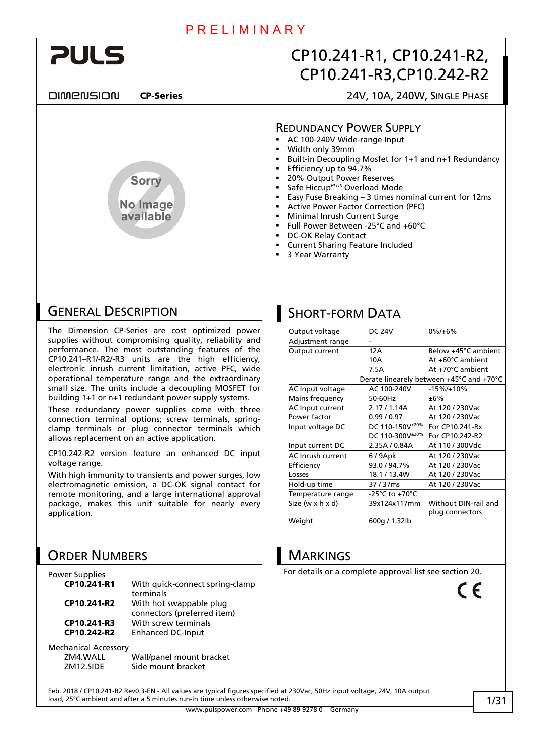PRELIMINARY

# CP10.241-R1, CP10.241-R2, CP10.241-R3, CP10.242-R2

PULS DIMENSION **CP-Series**

24V, 10A, 240W, SINGLE PHASE

## REDUNDANCY POWER SUPPLY

- AC 100-240V Wide-range Input
- Width only 39mm
- Built-in Decoupling Mosfet for 1+1 and n+1 Redundancy
- Efficiency up to 94.7%
- 20% Output Power Reserves
- Safe Hiccup*PLUS* Overload Mode
- Easy Fuse Breaking – 3 times nominal current for 12ms
- Active Power Factor Correction (PFC)
- Minimal Inrush Current Surge
- Full Power Between -25°C and +60°C
- DC-OK Relay Contact
- Current Sharing Feature Included
- 3 Year Warranty

## GENERAL DESCRIPTION

The Dimension CP-Series are cost optimized power supplies without compromising quality, reliability and performance. The most outstanding features of the CP10.241–R1/-R2/-R3 units are the high efficiency, electronic inrush current limitation, active PFC, wide operational temperature range and the extraordinary small size. The units include a decoupling MOSFET for building 1+1 or n+1 redundant power supply systems.

These redundancy power supplies come with three connection terminal options; screw terminals, spring-clamp terminals or plug connector terminals which allows replacement on an active application.

CP10.242-R2 version feature an enhanced DC input voltage range.

With high immunity to transients and power surges, low electromagnetic emission, a DC-OK signal contact for remote monitoring, and a large international approval package, makes this unit suitable for nearly every application.

## SHORT-FORM DATA

| | | |
|---|---|---|
| Output voltage | DC 24V | 0%/+6% |
| Adjustment range | - | |
| Output current | 12A | Below +45°C ambient |
| | 10A | At +60°C ambient |
| | 7.5A | At +70°C ambient |
| | Derate linearly between +45°C and +70°C | |
| AC Input voltage | AC 100-240V | -15%/+10% |
| Mains frequency | 50-60Hz | ±6% |
| AC Input current | 2.17 / 1.14A | At 120 / 230Vac |
| Power factor | 0.99 / 0.97 | At 120 / 230Vac |
| Input voltage DC | DC 110-150V$^{\pm20\%}$ | For CP10.241-Rx |
| | DC 110-300V$^{\pm20\%}$ | For CP10.242-R2 |
| Input current DC | 2.35A / 0.84A | At 110 / 300Vdc |
| AC Inrush current | 6 / 9Apk | At 120 / 230Vac |
| Efficiency | 93.0 / 94.7% | At 120 / 230Vac |
| Losses | 18.1 / 13.4W | At 120 / 230Vac |
| Hold-up time | 37 / 37ms | At 120 / 230Vac |
| Temperature range | -25°C to +70°C | |
| Size (w x h x d) | 39x124x117mm | Without DIN-rail and plug connectors |
| Weight | 600g / 1.32lb | |

## ORDER NUMBERS

Power Supplies

| | |
|---|---|
| **CP10.241-R1** | With quick-connect spring-clamp terminals |
| **CP10.241-R2** | With hot swappable plug connectors (preferred item) |
| **CP10.241-R3** | With screw terminals |
| **CP10.242-R2** | Enhanced DC-Input |

Mechanical Accessory

| | |
|---|---|
| ZM4.WALL | Wall/panel mount bracket |
| ZM12.SIDE | Side mount bracket |

## MARKINGS

For details or a complete approval list see section 20.

CE

Feb. 2018 / CP10.241-R2 Rev0.3-EN - All values are typical figures specified at 230Vac, 50Hz input voltage, 24V, 10A output load, 25°C ambient and after a 5 minutes run-in time unless otherwise noted.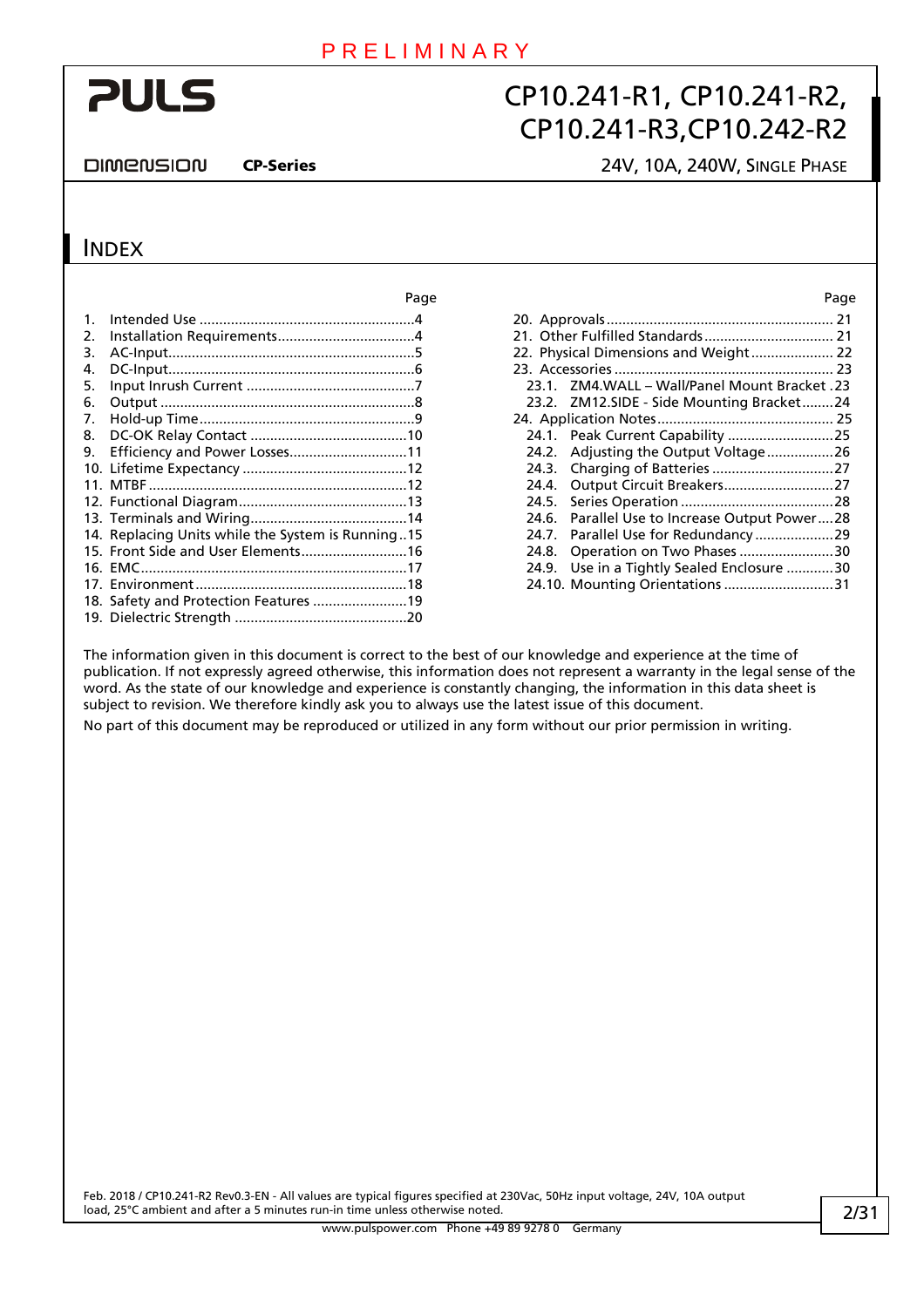# INDEX

| | Page |
|---|---|
| 1. Intended Use | 4 |
| 2. Installation Requirements | 4 |
| 3. AC-Input | 5 |
| 4. DC-Input | 6 |
| 5. Input Inrush Current | 7 |
| 6. Output | 8 |
| 7. Hold-up Time | 9 |
| 8. DC-OK Relay Contact | 10 |
| 9. Efficiency and Power Losses | 11 |
| 10. Lifetime Expectancy | 12 |
| 11. MTBF | 12 |
| 12. Functional Diagram | 13 |
| 13. Terminals and Wiring | 14 |
| 14. Replacing Units while the System is Running | 15 |
| 15. Front Side and User Elements | 16 |
| 16. EMC | 17 |
| 17. Environment | 18 |
| 18. Safety and Protection Features | 19 |
| 19. Dielectric Strength | 20 |
| 20. Approvals | 21 |
| 21. Other Fulfilled Standards | 21 |
| 22. Physical Dimensions and Weight | 22 |
| 23. Accessories | 23 |
| 23.1. ZM4.WALL – Wall/Panel Mount Bracket | 23 |
| 23.2. ZM12.SIDE - Side Mounting Bracket | 24 |
| 24. Application Notes | 25 |
| 24.1. Peak Current Capability | 25 |
| 24.2. Adjusting the Output Voltage | 26 |
| 24.3. Charging of Batteries | 27 |
| 24.4. Output Circuit Breakers | 27 |
| 24.5. Series Operation | 28 |
| 24.6. Parallel Use to Increase Output Power | 28 |
| 24.7. Parallel Use for Redundancy | 29 |
| 24.8. Operation on Two Phases | 30 |
| 24.9. Use in a Tightly Sealed Enclosure | 30 |
| 24.10. Mounting Orientations | 31 |

The information given in this document is correct to the best of our knowledge and experience at the time of publication. If not expressly agreed otherwise, this information does not represent a warranty in the legal sense of the word. As the state of our knowledge and experience is constantly changing, the information in this data sheet is subject to revision. We therefore kindly ask you to always use the latest issue of this document.

No part of this document may be reproduced or utilized in any form without our prior permission in writing.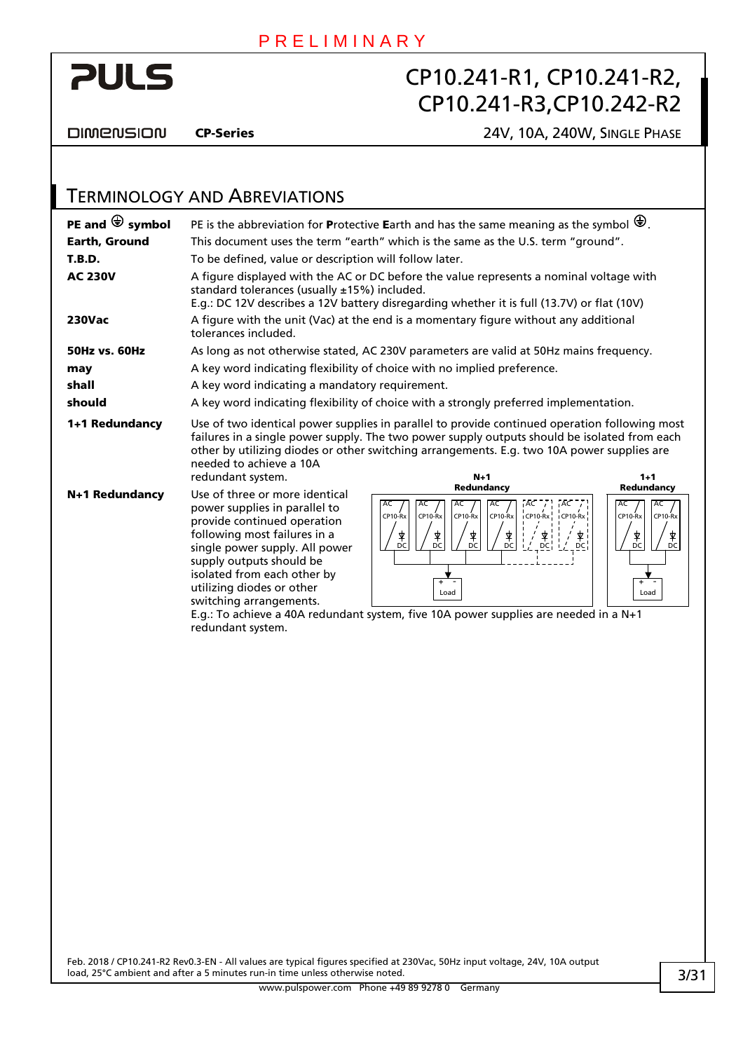## Terminology and Abreviations

| | |
|---|---|
| **PE and ⏚ symbol** | PE is the abbreviation for **P**rotective **E**arth and has the same meaning as the symbol ⏚. |
| **Earth, Ground** | This document uses the term "earth" which is the same as the U.S. term "ground". |
| **T.B.D.** | To be defined, value or description will follow later. |
| **AC 230V** | A figure displayed with the AC or DC before the value represents a nominal voltage with standard tolerances (usually ±15%) included. E.g.: DC 12V describes a 12V battery disregarding whether it is full (13.7V) or flat (10V) |
| **230Vac** | A figure with the unit (Vac) at the end is a momentary figure without any additional tolerances included. |
| **50Hz vs. 60Hz** | As long as not otherwise stated, AC 230V parameters are valid at 50Hz mains frequency. |
| **may** | A key word indicating flexibility of choice with no implied preference. |
| **shall** | A key word indicating a mandatory requirement. |
| **should** | A key word indicating flexibility of choice with a strongly preferred implementation. |
| **1+1 Redundancy** | Use of two identical power supplies in parallel to provide continued operation following most failures in a single power supply. The two power supply outputs should be isolated from each other by utilizing diodes or other switching arrangements. E.g. two 10A power supplies are needed to achieve a 10A redundant system. |
| **N+1 Redundancy** | Use of three or more identical power supplies in parallel to provide continued operation following most failures in a single power supply. All power supply outputs should be isolated from each other by utilizing diodes or other switching arrangements. E.g.: To achieve a 40A redundant system, five 10A power supplies are needed in a N+1 redundant system. |

N+1 Redundancy: AC CP10-Rx DC (×6), Load

1+1 Redundancy: AC CP10-Rx DC (×2), Load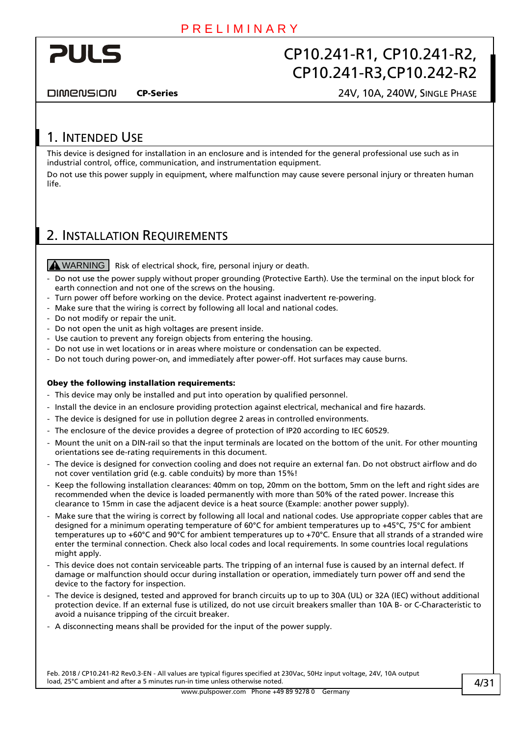## 1. Intended Use

This device is designed for installation in an enclosure and is intended for the general professional use such as in industrial control, office, communication, and instrumentation equipment.

Do not use this power supply in equipment, where malfunction may cause severe personal injury or threaten human life.

## 2. Installation Requirements

**WARNING** Risk of electrical shock, fire, personal injury or death.

- Do not use the power supply without proper grounding (Protective Earth). Use the terminal on the input block for earth connection and not one of the screws on the housing.
- Turn power off before working on the device. Protect against inadvertent re-powering.
- Make sure that the wiring is correct by following all local and national codes.
- Do not modify or repair the unit.
- Do not open the unit as high voltages are present inside.
- Use caution to prevent any foreign objects from entering the housing.
- Do not use in wet locations or in areas where moisture or condensation can be expected.
- Do not touch during power-on, and immediately after power-off. Hot surfaces may cause burns.

**Obey the following installation requirements:**

- This device may only be installed and put into operation by qualified personnel.
- Install the device in an enclosure providing protection against electrical, mechanical and fire hazards.
- The device is designed for use in pollution degree 2 areas in controlled environments.
- The enclosure of the device provides a degree of protection of IP20 according to IEC 60529.
- Mount the unit on a DIN-rail so that the input terminals are located on the bottom of the unit. For other mounting orientations see de-rating requirements in this document.
- The device is designed for convection cooling and does not require an external fan. Do not obstruct airflow and do not cover ventilation grid (e.g. cable conduits) by more than 15%!
- Keep the following installation clearances: 40mm on top, 20mm on the bottom, 5mm on the left and right sides are recommended when the device is loaded permanently with more than 50% of the rated power. Increase this clearance to 15mm in case the adjacent device is a heat source (Example: another power supply).
- Make sure that the wiring is correct by following all local and national codes. Use appropriate copper cables that are designed for a minimum operating temperature of 60°C for ambient temperatures up to +45°C, 75°C for ambient temperatures up to +60°C and 90°C for ambient temperatures up to +70°C. Ensure that all strands of a stranded wire enter the terminal connection. Check also local codes and local requirements. In some countries local regulations might apply.
- This device does not contain serviceable parts. The tripping of an internal fuse is caused by an internal defect. If damage or malfunction should occur during installation or operation, immediately turn power off and send the device to the factory for inspection.
- The device is designed, tested and approved for branch circuits up to up to 30A (UL) or 32A (IEC) without additional protection device. If an external fuse is utilized, do not use circuit breakers smaller than 10A B- or C-Characteristic to avoid a nuisance tripping of the circuit breaker.
- A disconnecting means shall be provided for the input of the power supply.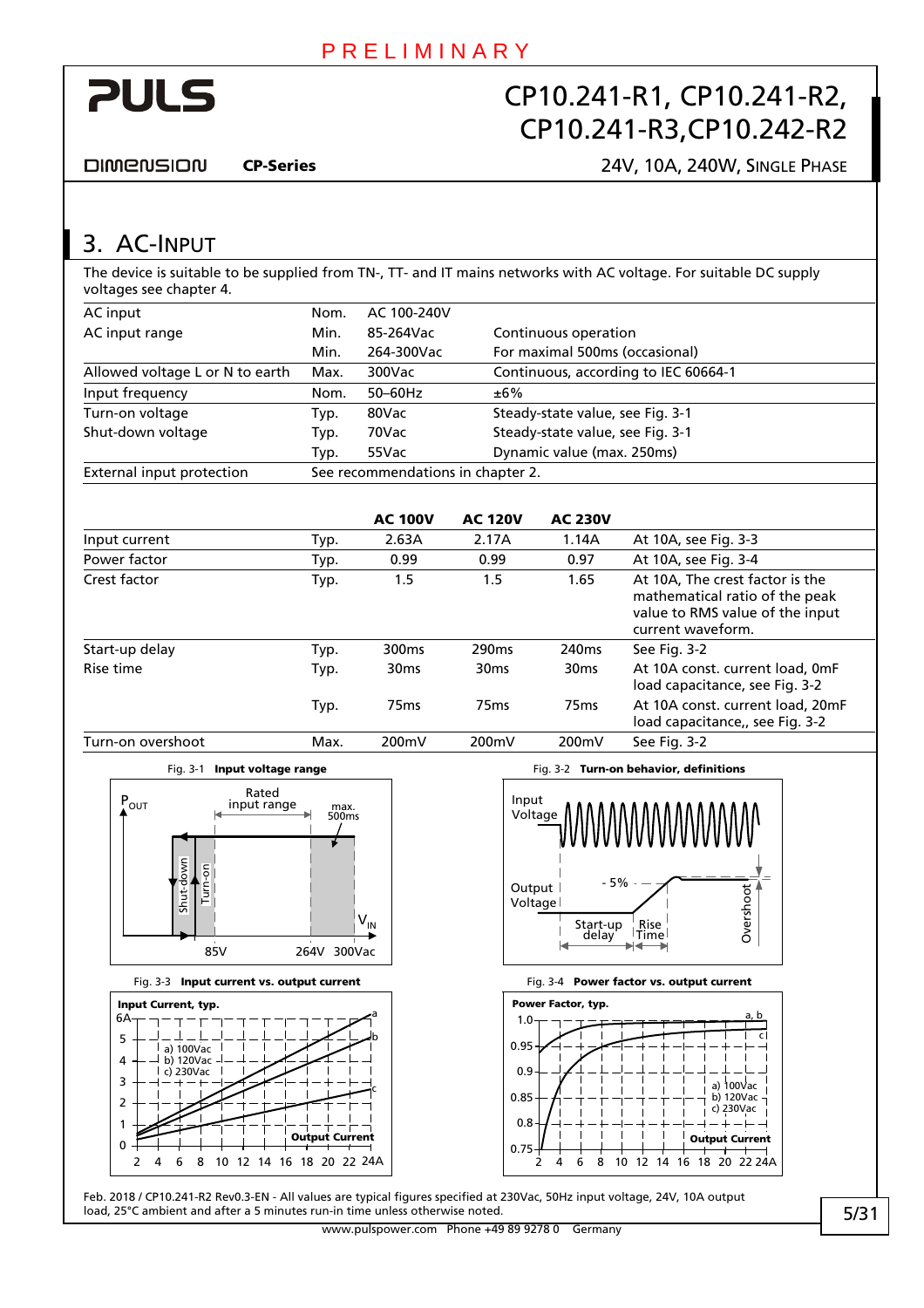# 3. AC-Input

The device is suitable to be supplied from TN-, TT- and IT mains networks with AC voltage. For suitable DC supply voltages see chapter 4.

| | | | |
|---|---|---|---|
| AC input | Nom. | AC 100-240V | |
| AC input range | Min. | 85-264Vac | Continuous operation |
| | Min. | 264-300Vac | For maximal 500ms (occasional) |
| Allowed voltage L or N to earth | Max. | 300Vac | Continuous, according to IEC 60664-1 |
| Input frequency | Nom. | 50–60Hz | ±6% |
| Turn-on voltage | Typ. | 80Vac | Steady-state value, see Fig. 3-1 |
| Shut-down voltage | Typ. | 70Vac | Steady-state value, see Fig. 3-1 |
| | Typ. | 55Vac | Dynamic value (max. 250ms) |
| External input protection | See recommendations in chapter 2. | | |

| | | AC 100V | AC 120V | AC 230V | |
|---|---|---|---|---|---|
| Input current | Typ. | 2.63A | 2.17A | 1.14A | At 10A, see Fig. 3-3 |
| Power factor | Typ. | 0.99 | 0.99 | 0.97 | At 10A, see Fig. 3-4 |
| Crest factor | Typ. | 1.5 | 1.5 | 1.65 | At 10A, The crest factor is the mathematical ratio of the peak value to RMS value of the input current waveform. |
| Start-up delay | Typ. | 300ms | 290ms | 240ms | See Fig. 3-2 |
| Rise time | Typ. | 30ms | 30ms | 30ms | At 10A const. current load, 0mF load capacitance, see Fig. 3-2 |
| | Typ. | 75ms | 75ms | 75ms | At 10A const. current load, 20mF load capacitance,, see Fig. 3-2 |
| Turn-on overshoot | Max. | 200mV | 200mV | 200mV | See Fig. 3-2 |

Fig. 3-1 **Input voltage range**

Fig. 3-2 **Turn-on behavior, definitions**

Fig. 3-3 **Input current vs. output current**

Fig. 3-4 **Power factor vs. output current**

Feb. 2018 / CP10.241-R2 Rev0.3-EN - All values are typical figures specified at 230Vac, 50Hz input voltage, 24V, 10A output load, 25°C ambient and after a 5 minutes run-in time unless otherwise noted.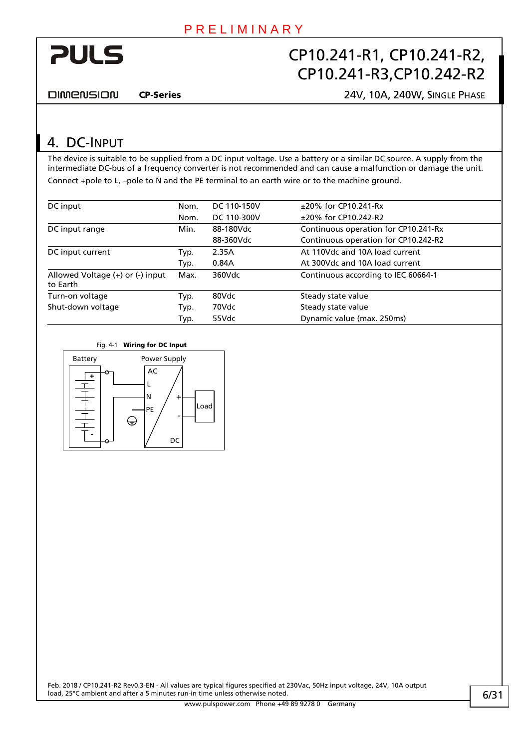## 4. DC-Input

The device is suitable to be supplied from a DC input voltage. Use a battery or a similar DC source. A supply from the intermediate DC-bus of a frequency converter is not recommended and can cause a malfunction or damage the unit.

Connect +pole to L, –pole to N and the PE terminal to an earth wire or to the machine ground.

| | | | |
|---|---|---|---|
| DC input | Nom. | DC 110-150V | ±20% for CP10.241-Rx |
| | Nom. | DC 110-300V | ±20% for CP10.242-R2 |
| DC input range | Min. | 88-180Vdc | Continuous operation for CP10.241-Rx |
| | | 88-360Vdc | Continuous operation for CP10.242-R2 |
| DC input current | Typ. | 2.35A | At 110Vdc and 10A load current |
| | Typ. | 0.84A | At 300Vdc and 10A load current |
| Allowed Voltage (+) or (-) input to Earth | Max. | 360Vdc | Continuous according to IEC 60664-1 |
| Turn-on voltage | Typ. | 80Vdc | Steady state value |
| Shut-down voltage | Typ. | 70Vdc | Steady state value |
| | Typ. | 55Vdc | Dynamic value (max. 250ms) |

Fig. 4-1 **Wiring for DC Input**

Battery, Power Supply, AC, L, N, PE, DC, +, -, Load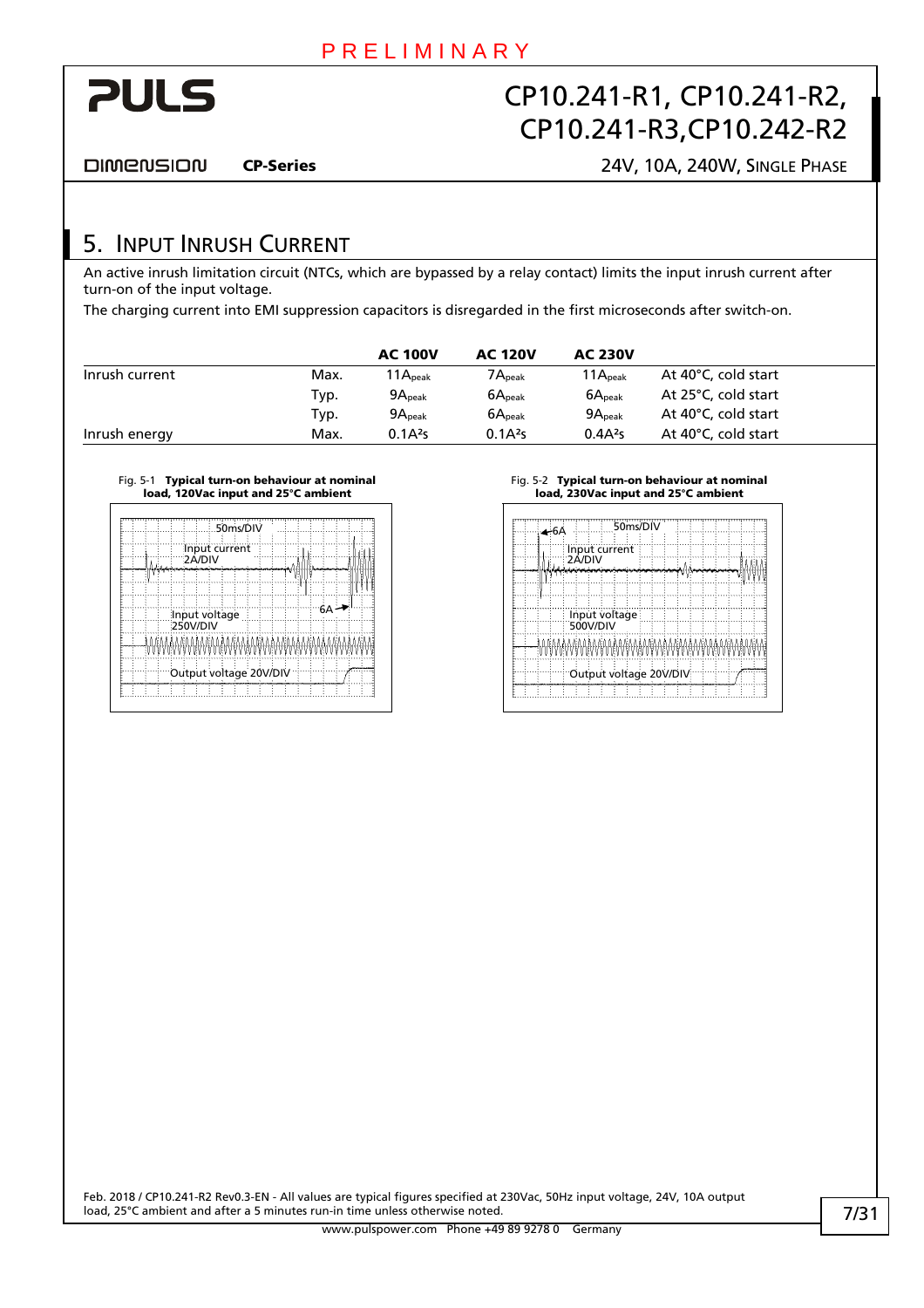## 5. Input Inrush Current

An active inrush limitation circuit (NTCs, which are bypassed by a relay contact) limits the input inrush current after turn-on of the input voltage.

The charging current into EMI suppression capacitors is disregarded in the first microseconds after switch-on.

| | | AC 100V | AC 120V | AC 230V | |
|---|---|---|---|---|---|
| Inrush current | Max. | $11A_{peak}$ | $7A_{peak}$ | $11A_{peak}$ | At 40°C, cold start |
| | Typ. | $9A_{peak}$ | $6A_{peak}$ | $6A_{peak}$ | At 25°C, cold start |
| | Typ. | $9A_{peak}$ | $6A_{peak}$ | $9A_{peak}$ | At 40°C, cold start |
| Inrush energy | Max. | $0.1A^2s$ | $0.1A^2s$ | $0.4A^2s$ | At 40°C, cold start |

Fig. 5-1 **Typical turn-on behaviour at nominal load, 120Vac input and 25°C ambient**

50ms/DIV
Input current 2A/DIV
6A
Input voltage 250V/DIV
Output voltage 20V/DIV

Fig. 5-2 **Typical turn-on behaviour at nominal load, 230Vac input and 25°C ambient**

6A
50ms/DIV
Input current 2A/DIV
Input voltage 500V/DIV
Output voltage 20V/DIV

Feb. 2018 / CP10.241-R2 Rev0.3-EN - All values are typical figures specified at 230Vac, 50Hz input voltage, 24V, 10A output load, 25°C ambient and after a 5 minutes run-in time unless otherwise noted.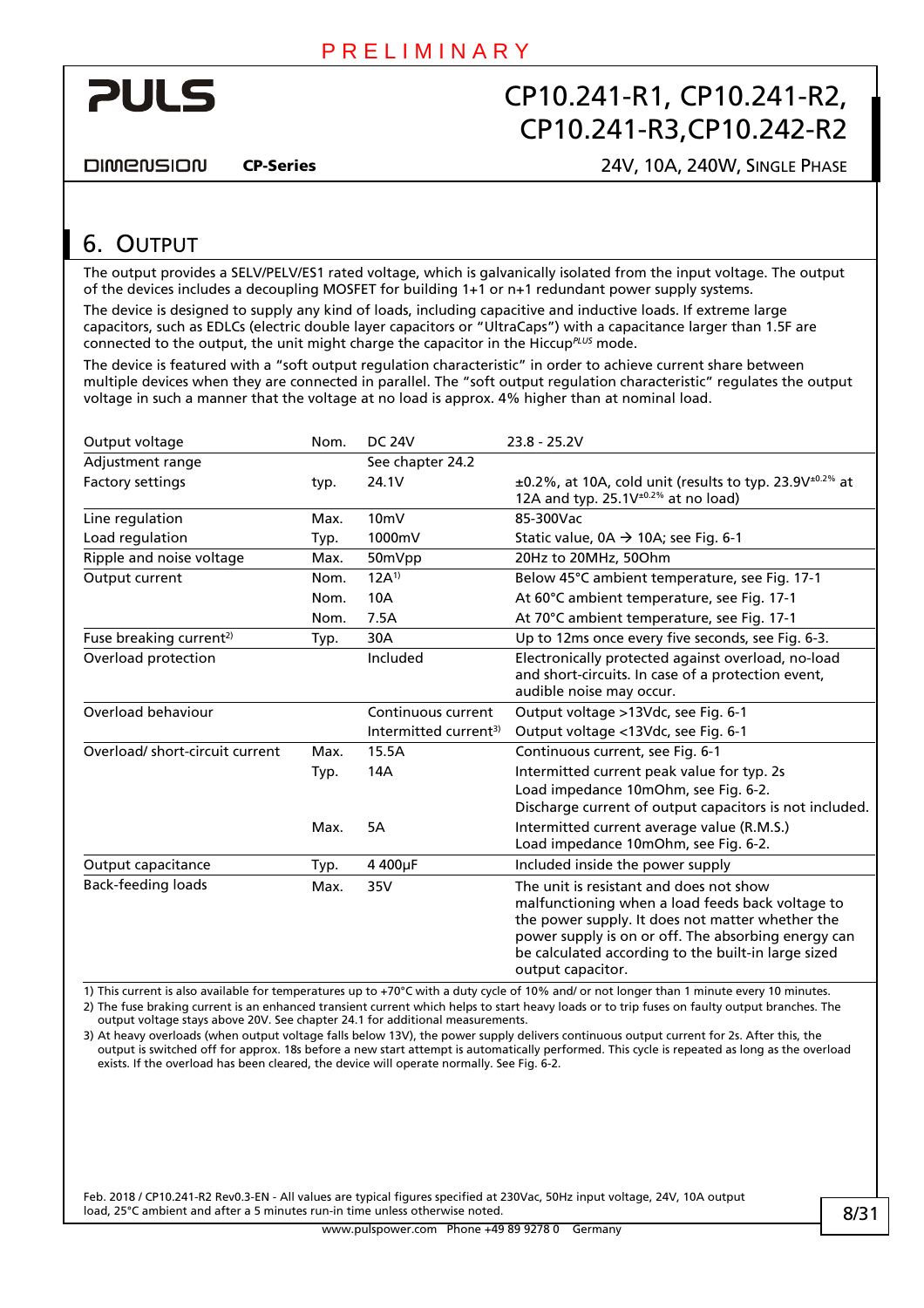# 6. Output

The output provides a SELV/PELV/ES1 rated voltage, which is galvanically isolated from the input voltage. The output of the devices includes a decoupling MOSFET for building 1+1 or n+1 redundant power supply systems.

The device is designed to supply any kind of loads, including capacitive and inductive loads. If extreme large capacitors, such as EDLCs (electric double layer capacitors or “UltraCaps”) with a capacitance larger than 1.5F are connected to the output, the unit might charge the capacitor in the Hiccup$^{PLUS}$ mode.

The device is featured with a “soft output regulation characteristic” in order to achieve current share between multiple devices when they are connected in parallel. The “soft output regulation characteristic” regulates the output voltage in such a manner that the voltage at no load is approx. 4% higher than at nominal load.

| | | | |
|---|---|---|---|
| Output voltage | Nom. | DC 24V | 23.8 - 25.2V |
| Adjustment range | | See chapter 24.2 | |
| Factory settings | typ. | 24.1V | ±0.2%, at 10A, cold unit (results to typ. 23.9V$^{\pm0.2\%}$ at 12A and typ. 25.1V$^{\pm0.2\%}$ at no load) |
| Line regulation | Max. | 10mV | 85-300Vac |
| Load regulation | Typ. | 1000mV | Static value, 0A → 10A; see Fig. 6-1 |
| Ripple and noise voltage | Max. | 50mVpp | 20Hz to 20MHz, 50Ohm |
| Output current | Nom. | 12A[1] | Below 45°C ambient temperature, see Fig. 17-1 |
| | Nom. | 10A | At 60°C ambient temperature, see Fig. 17-1 |
| | Nom. | 7.5A | At 70°C ambient temperature, see Fig. 17-1 |
| Fuse breaking current[2] | Typ. | 30A | Up to 12ms once every five seconds, see Fig. 6-3. |
| Overload protection | | Included | Electronically protected against overload, no-load and short-circuits. In case of a protection event, audible noise may occur. |
| Overload behaviour | | Continuous current | Output voltage >13Vdc, see Fig. 6-1 |
| | | Intermitted current[3] | Output voltage <13Vdc, see Fig. 6-1 |
| Overload/ short-circuit current | Max. | 15.5A | Continuous current, see Fig. 6-1 |
| | Typ. | 14A | Intermitted current peak value for typ. 2s<br>Load impedance 10mOhm, see Fig. 6-2.<br>Discharge current of output capacitors is not included. |
| | Max. | 5A | Intermitted current average value (R.M.S.)<br>Load impedance 10mOhm, see Fig. 6-2. |
| Output capacitance | Typ. | 4 400µF | Included inside the power supply |
| Back-feeding loads | Max. | 35V | The unit is resistant and does not show malfunctioning when a load feeds back voltage to the power supply. It does not matter whether the power supply is on or off. The absorbing energy can be calculated according to the built-in large sized output capacitor. |

1) This current is also available for temperatures up to +70°C with a duty cycle of 10% and/ or not longer than 1 minute every 10 minutes.

2) The fuse braking current is an enhanced transient current which helps to start heavy loads or to trip fuses on faulty output branches. The output voltage stays above 20V. See chapter 24.1 for additional measurements.

3) At heavy overloads (when output voltage falls below 13V), the power supply delivers continuous output current for 2s. After this, the output is switched off for approx. 18s before a new start attempt is automatically performed. This cycle is repeated as long as the overload exists. If the overload has been cleared, the device will operate normally. See Fig. 6-2.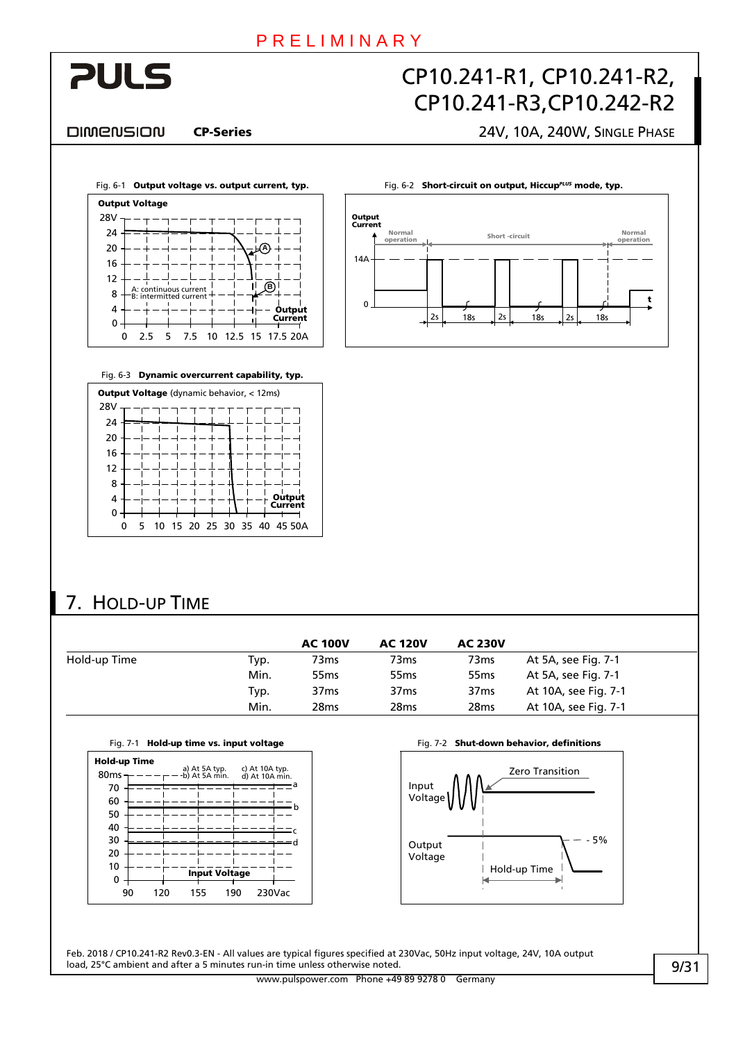Fig. 6-1 **Output voltage vs. output current, typ.**

Fig. 6-2 **Short-circuit on output, Hiccup*PLUS* mode, typ.**

Fig. 6-3 **Dynamic overcurrent capability, typ.**

## 7. Hold-up Time

| | | AC 100V | AC 120V | AC 230V | |
|---|---|---|---|---|---|
| Hold-up Time | Typ. | 73ms | 73ms | 73ms | At 5A, see Fig. 7-1 |
| | Min. | 55ms | 55ms | 55ms | At 5A, see Fig. 7-1 |
| | Typ. | 37ms | 37ms | 37ms | At 10A, see Fig. 7-1 |
| | Min. | 28ms | 28ms | 28ms | At 10A, see Fig. 7-1 |

Fig. 7-1 **Hold-up time vs. input voltage**

Fig. 7-2 **Shut-down behavior, definitions**

Feb. 2018 / CP10.241-R2 Rev0.3-EN - All values are typical figures specified at 230Vac, 50Hz input voltage, 24V, 10A output load, 25°C ambient and after a 5 minutes run-in time unless otherwise noted.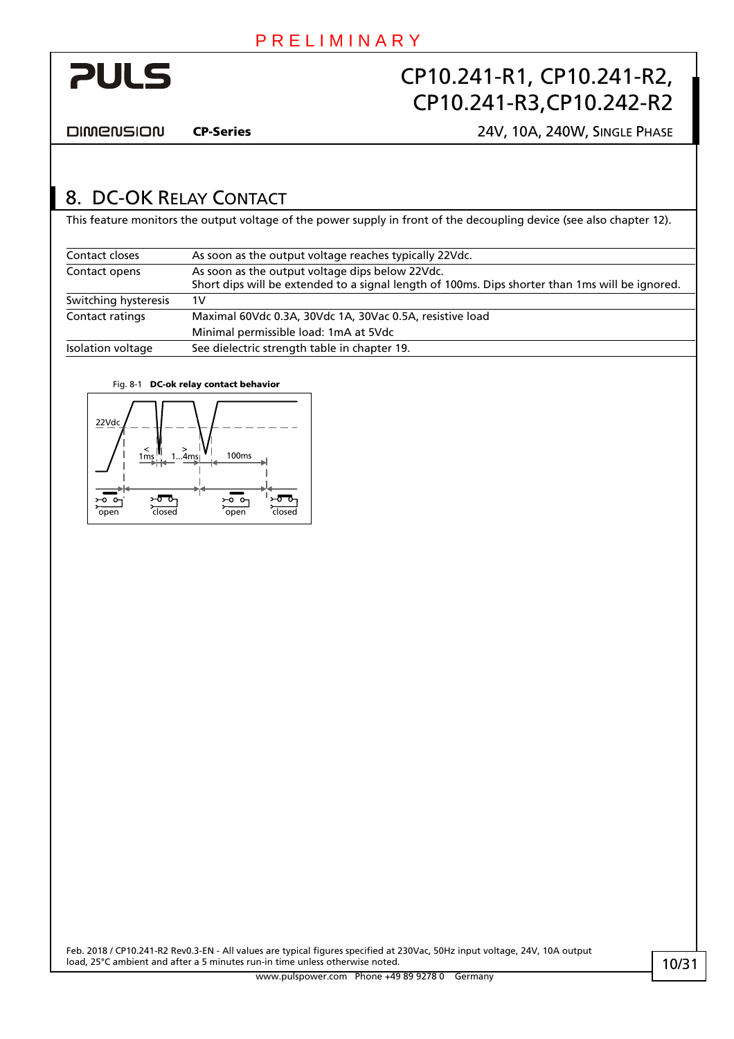# 8. DC-OK Relay Contact

This feature monitors the output voltage of the power supply in front of the decoupling device (see also chapter 12).

| | |
|---|---|
| Contact closes | As soon as the output voltage reaches typically 22Vdc. |
| Contact opens | As soon as the output voltage dips below 22Vdc.<br>Short dips will be extended to a signal length of 100ms. Dips shorter than 1ms will be ignored. |
| Switching hysteresis | 1V |
| Contact ratings | Maximal 60Vdc 0.3A, 30Vdc 1A, 30Vac 0.5A, resistive load |
| | Minimal permissible load: 1mA at 5Vdc |
| Isolation voltage | See dielectric strength table in chapter 19. |

Fig. 8-1 **DC-ok relay contact behavior**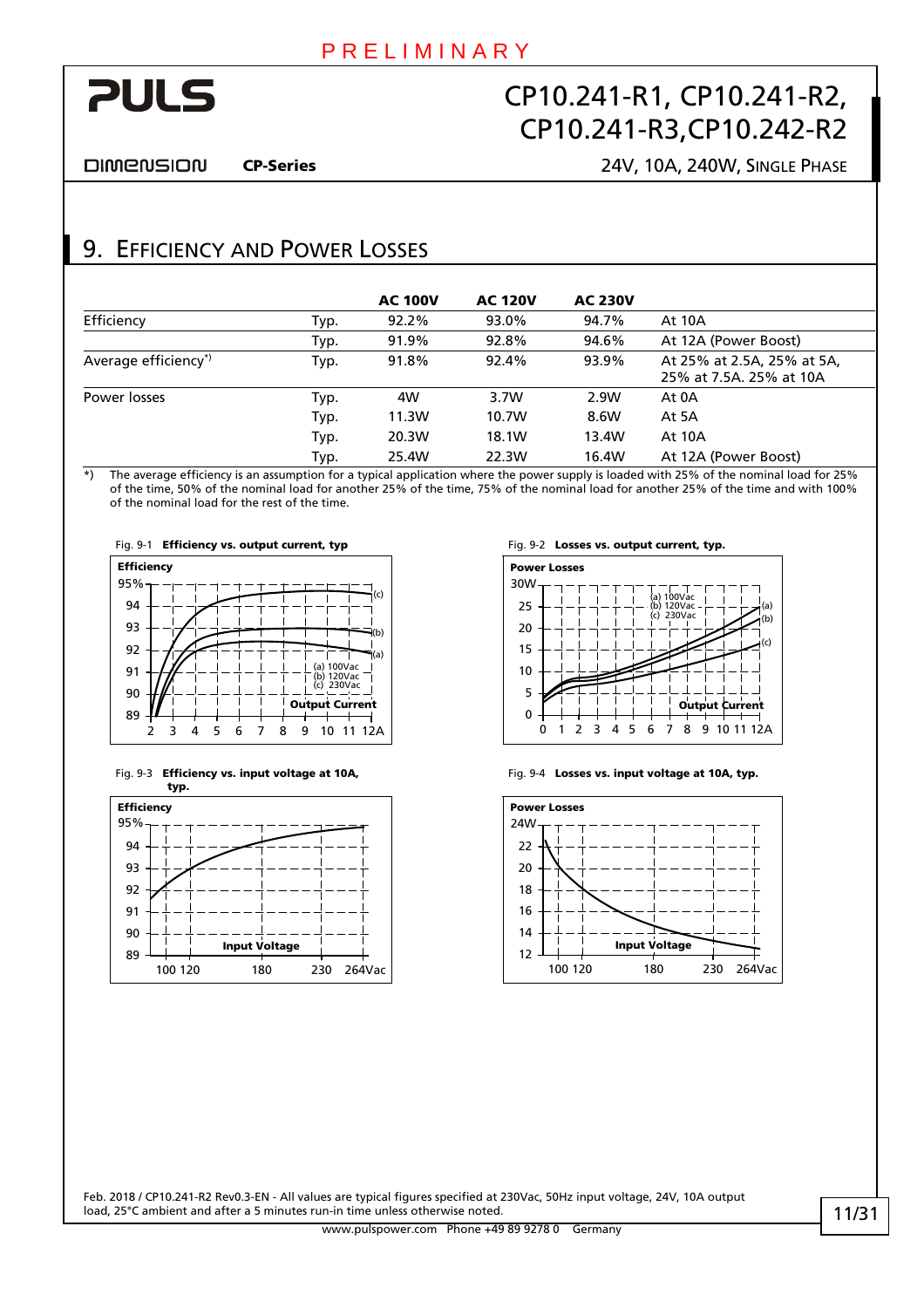## 9. Efficiency and Power Losses

| | | AC 100V | AC 120V | AC 230V | |
|---|---|---|---|---|---|
| Efficiency | Typ. | 92.2% | 93.0% | 94.7% | At 10A |
| | Typ. | 91.9% | 92.8% | 94.6% | At 12A (Power Boost) |
| Average efficiency*) | Typ. | 91.8% | 92.4% | 93.9% | At 25% at 2.5A, 25% at 5A, 25% at 7.5A. 25% at 10A |
| Power losses | Typ. | 4W | 3.7W | 2.9W | At 0A |
| | Typ. | 11.3W | 10.7W | 8.6W | At 5A |
| | Typ. | 20.3W | 18.1W | 13.4W | At 10A |
| | Typ. | 25.4W | 22.3W | 16.4W | At 12A (Power Boost) |

*) The average efficiency is an assumption for a typical application where the power supply is loaded with 25% of the nominal load for 25% of the time, 50% of the nominal load for another 25% of the time, 75% of the nominal load for another 25% of the time and with 100% of the nominal load for the rest of the time.

Fig. 9-1 **Efficiency vs. output current, typ**

Fig. 9-2 **Losses vs. output current, typ.**

Fig. 9-3 **Efficiency vs. input voltage at 10A, typ.**

Fig. 9-4 **Losses vs. input voltage at 10A, typ.**

Feb. 2018 / CP10.241-R2 Rev0.3-EN - All values are typical figures specified at 230Vac, 50Hz input voltage, 24V, 10A output load, 25°C ambient and after a 5 minutes run-in time unless otherwise noted.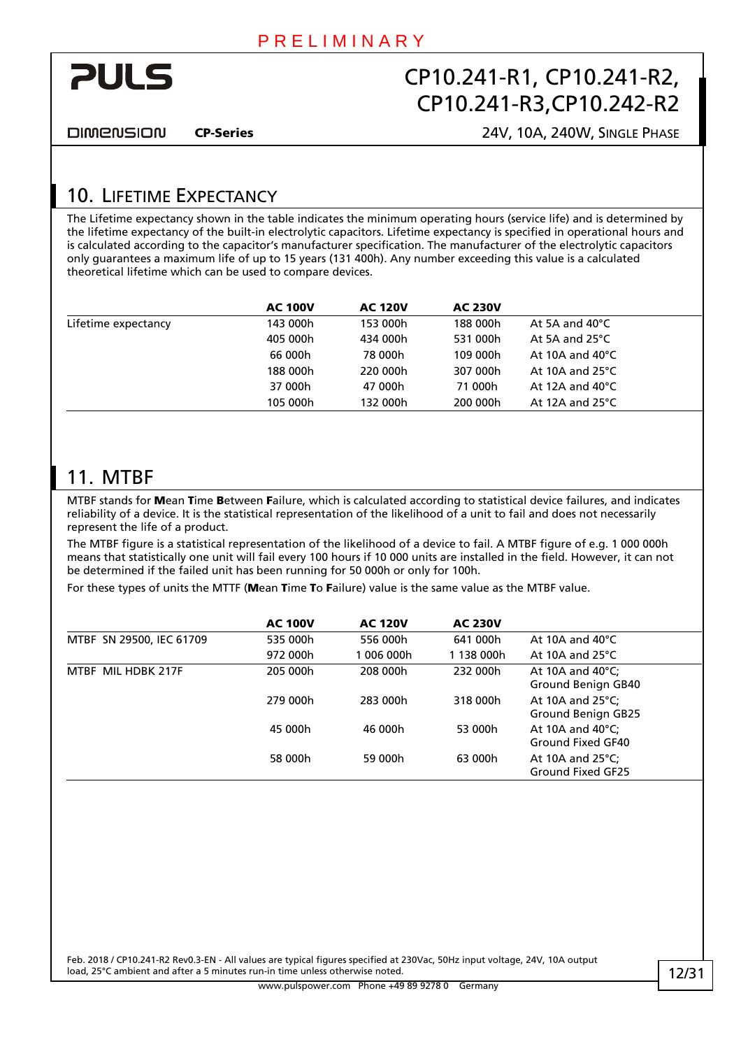## 10. Lifetime Expectancy

The Lifetime expectancy shown in the table indicates the minimum operating hours (service life) and is determined by the lifetime expectancy of the built-in electrolytic capacitors. Lifetime expectancy is specified in operational hours and is calculated according to the capacitor's manufacturer specification. The manufacturer of the electrolytic capacitors only guarantees a maximum life of up to 15 years (131 400h). Any number exceeding this value is a calculated theoretical lifetime which can be used to compare devices.

| | **AC 100V** | **AC 120V** | **AC 230V** | |
|---|---|---|---|---|
| Lifetime expectancy | 143 000h | 153 000h | 188 000h | At 5A and 40°C |
| | 405 000h | 434 000h | 531 000h | At 5A and 25°C |
| | 66 000h | 78 000h | 109 000h | At 10A and 40°C |
| | 188 000h | 220 000h | 307 000h | At 10A and 25°C |
| | 37 000h | 47 000h | 71 000h | At 12A and 40°C |
| | 105 000h | 132 000h | 200 000h | At 12A and 25°C |

## 11. MTBF

MTBF stands for **M**ean **T**ime **B**etween **F**ailure, which is calculated according to statistical device failures, and indicates reliability of a device. It is the statistical representation of the likelihood of a unit to fail and does not necessarily represent the life of a product.

The MTBF figure is a statistical representation of the likelihood of a device to fail. A MTBF figure of e.g. 1 000 000h means that statistically one unit will fail every 100 hours if 10 000 units are installed in the field. However, it can not be determined if the failed unit has been running for 50 000h or only for 100h.

For these types of units the MTTF (**M**ean **T**ime **T**o **F**ailure) value is the same value as the MTBF value.

| | **AC 100V** | **AC 120V** | **AC 230V** | |
|---|---|---|---|---|
| MTBF SN 29500, IEC 61709 | 535 000h | 556 000h | 641 000h | At 10A and 40°C |
| | 972 000h | 1 006 000h | 1 138 000h | At 10A and 25°C |
| MTBF MIL HDBK 217F | 205 000h | 208 000h | 232 000h | At 10A and 40°C; Ground Benign GB40 |
| | 279 000h | 283 000h | 318 000h | At 10A and 25°C; Ground Benign GB25 |
| | 45 000h | 46 000h | 53 000h | At 10A and 40°C; Ground Fixed GF40 |
| | 58 000h | 59 000h | 63 000h | At 10A and 25°C; Ground Fixed GF25 |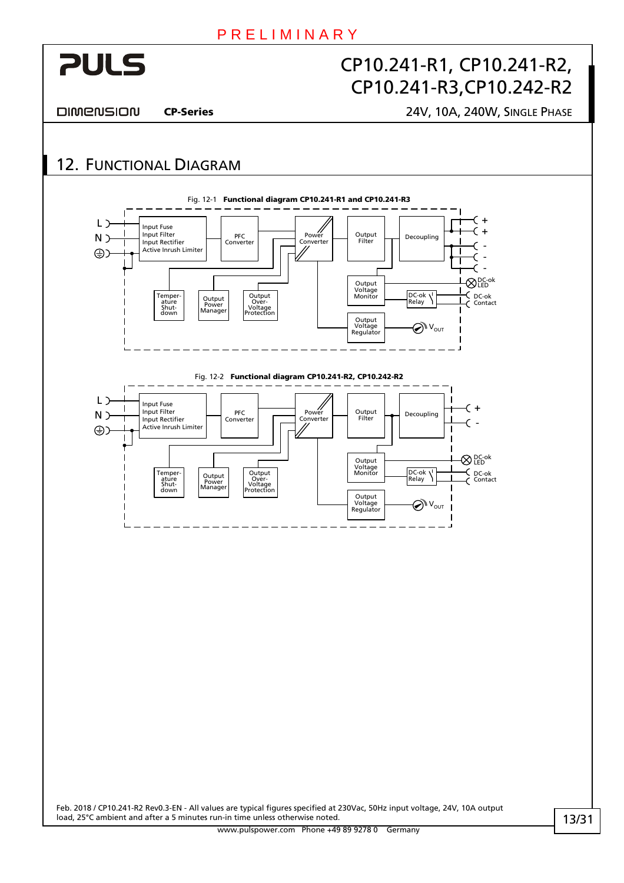## 12. Functional Diagram

Fig. 12-1 **Functional diagram CP10.241-R1 and CP10.241-R3**

L
N
⏚

Input Fuse
Input Filter
Input Rectifier
Active Inrush Limiter

PFC Converter

Power Converter

Output Filter

Decoupling

+
+
-
-
-

Temperature Shut-down

Output Power Manager

Output Over-Voltage Protection

Output Voltage Monitor

DC-ok Relay

DC-ok LED

DC-ok Contact

Output Voltage Regulator

$V_{OUT}$

Fig. 12-2 **Functional diagram CP10.241-R2, CP10.242-R2**

L
N
⏚

Input Fuse
Input Filter
Input Rectifier
Active Inrush Limiter

PFC Converter

Power Converter

Output Filter

Decoupling

+
-

Temperature Shut-down

Output Power Manager

Output Over-Voltage Protection

Output Voltage Monitor

DC-ok Relay

DC-ok LED

DC-ok Contact

Output Voltage Regulator

$V_{OUT}$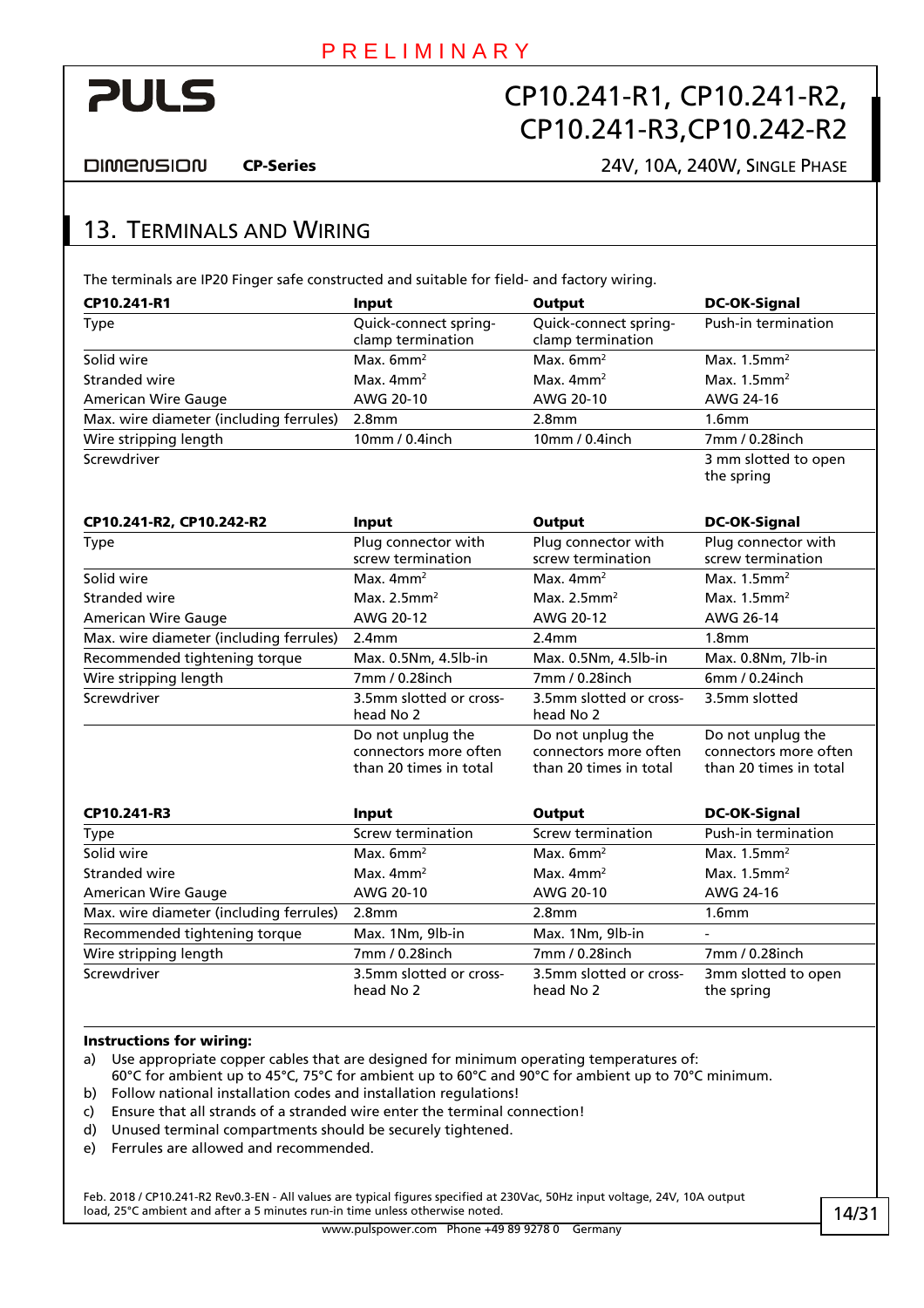## 13. Terminals and Wiring

The terminals are IP20 Finger safe constructed and suitable for field- and factory wiring.

| CP10.241-R1 | Input | Output | DC-OK-Signal |
|---|---|---|---|
| Type | Quick-connect spring-clamp termination | Quick-connect spring-clamp termination | Push-in termination |
| Solid wire | Max. 6mm² | Max. 6mm² | Max. 1.5mm² |
| Stranded wire | Max. 4mm² | Max. 4mm² | Max. 1.5mm² |
| American Wire Gauge | AWG 20-10 | AWG 20-10 | AWG 24-16 |
| Max. wire diameter (including ferrules) | 2.8mm | 2.8mm | 1.6mm |
| Wire stripping length | 10mm / 0.4inch | 10mm / 0.4inch | 7mm / 0.28inch |
| Screwdriver | | | 3 mm slotted to open the spring |

| CP10.241-R2, CP10.242-R2 | Input | Output | DC-OK-Signal |
|---|---|---|---|
| Type | Plug connector with screw termination | Plug connector with screw termination | Plug connector with screw termination |
| Solid wire | Max. 4mm² | Max. 4mm² | Max. 1.5mm² |
| Stranded wire | Max. 2.5mm² | Max. 2.5mm² | Max. 1.5mm² |
| American Wire Gauge | AWG 20-12 | AWG 20-12 | AWG 26-14 |
| Max. wire diameter (including ferrules) | 2.4mm | 2.4mm | 1.8mm |
| Recommended tightening torque | Max. 0.5Nm, 4.5lb-in | Max. 0.5Nm, 4.5lb-in | Max. 0.8Nm, 7lb-in |
| Wire stripping length | 7mm / 0.28inch | 7mm / 0.28inch | 6mm / 0.24inch |
| Screwdriver | 3.5mm slotted or cross-head No 2 | 3.5mm slotted or cross-head No 2 | 3.5mm slotted |
| | Do not unplug the connectors more often than 20 times in total | Do not unplug the connectors more often than 20 times in total | Do not unplug the connectors more often than 20 times in total |

| CP10.241-R3 | Input | Output | DC-OK-Signal |
|---|---|---|---|
| Type | Screw termination | Screw termination | Push-in termination |
| Solid wire | Max. 6mm² | Max. 6mm² | Max. 1.5mm² |
| Stranded wire | Max. 4mm² | Max. 4mm² | Max. 1.5mm² |
| American Wire Gauge | AWG 20-10 | AWG 20-10 | AWG 24-16 |
| Max. wire diameter (including ferrules) | 2.8mm | 2.8mm | 1.6mm |
| Recommended tightening torque | Max. 1Nm, 9lb-in | Max. 1Nm, 9lb-in | - |
| Wire stripping length | 7mm / 0.28inch | 7mm / 0.28inch | 7mm / 0.28inch |
| Screwdriver | 3.5mm slotted or cross-head No 2 | 3.5mm slotted or cross-head No 2 | 3mm slotted to open the spring |

**Instructions for wiring:**

a) Use appropriate copper cables that are designed for minimum operating temperatures of:
60°C for ambient up to 45°C, 75°C for ambient up to 60°C and 90°C for ambient up to 70°C minimum.

b) Follow national installation codes and installation regulations!

c) Ensure that all strands of a stranded wire enter the terminal connection!

d) Unused terminal compartments should be securely tightened.

e) Ferrules are allowed and recommended.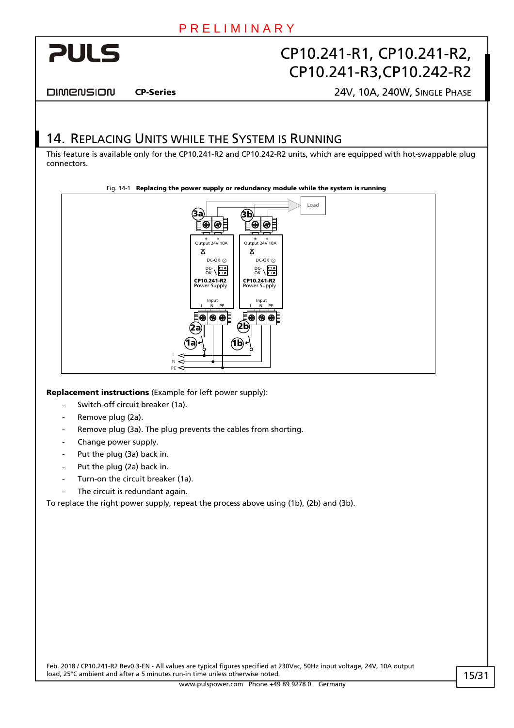## 14. Replacing Units while the System is Running

This feature is available only for the CP10.241-R2 and CP10.242-R2 units, which are equipped with hot-swappable plug connectors.

Fig. 14-1 **Replacing the power supply or redundancy module while the system is running**

**Replacement instructions** (Example for left power supply):

- Switch-off circuit breaker (1a).
- Remove plug (2a).
- Remove plug (3a). The plug prevents the cables from shorting.
- Change power supply.
- Put the plug (3a) back in.
- Put the plug (2a) back in.
- Turn-on the circuit breaker (1a).
- The circuit is redundant again.

To replace the right power supply, repeat the process above using (1b), (2b) and (3b).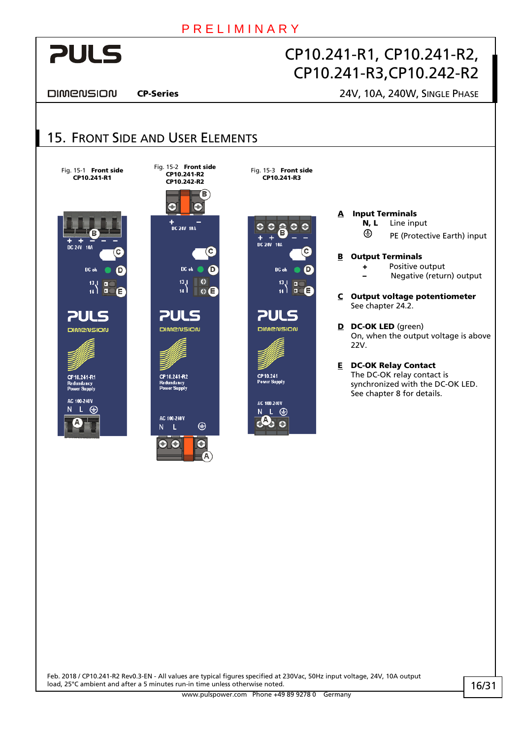## 15. Front Side and User Elements

Fig. 15-1 **Front side CP10.241-R1**

Fig. 15-2 **Front side CP10.241-R2 CP10.242-R2**

Fig. 15-3 **Front side CP10.241-R3**

**A Input Terminals**
- **N, L** Line input
- ⏚ PE (Protective Earth) input

**B Output Terminals**
- **+** Positive output
- **–** Negative (return) output

**C Output voltage potentiometer**
See chapter 24.2.

**D DC-OK LED** (green)
On, when the output voltage is above 22V.

**E DC-OK Relay Contact**
The DC-OK relay contact is synchronized with the DC-OK LED. See chapter 8 for details.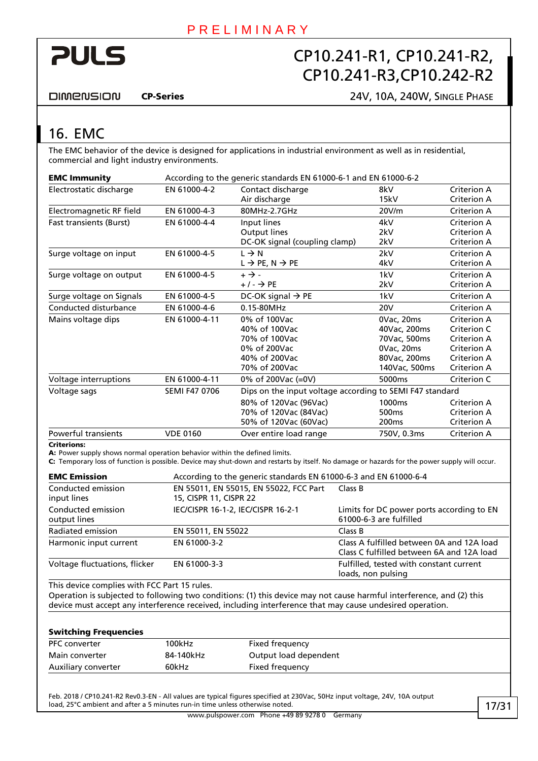## 16. EMC

The EMC behavior of the device is designed for applications in industrial environment as well as in residential, commercial and light industry environments.

| **EMC Immunity** | According to the generic standards EN 61000-6-1 and EN 61000-6-2 | | | |
|---|---|---|---|---|
| Electrostatic discharge | EN 61000-4-2 | Contact discharge<br>Air discharge | 8kV<br>15kV | Criterion A<br>Criterion A |
| Electromagnetic RF field | EN 61000-4-3 | 80MHz-2.7GHz | 20V/m | Criterion A |
| Fast transients (Burst) | EN 61000-4-4 | Input lines<br>Output lines<br>DC-OK signal (coupling clamp) | 4kV<br>2kV<br>2kV | Criterion A<br>Criterion A<br>Criterion A |
| Surge voltage on input | EN 61000-4-5 | L → N<br>L → PE, N → PE | 2kV<br>4kV | Criterion A<br>Criterion A |
| Surge voltage on output | EN 61000-4-5 | + → -<br>+ / - → PE | 1kV<br>2kV | Criterion A<br>Criterion A |
| Surge voltage on Signals | EN 61000-4-5 | DC-OK signal → PE | 1kV | Criterion A |
| Conducted disturbance | EN 61000-4-6 | 0.15-80MHz | 20V | Criterion A |
| Mains voltage dips | EN 61000-4-11 | 0% of 100Vac<br>40% of 100Vac<br>70% of 100Vac<br>0% of 200Vac<br>40% of 200Vac<br>70% of 200Vac | 0Vac, 20ms<br>40Vac, 200ms<br>70Vac, 500ms<br>0Vac, 20ms<br>80Vac, 200ms<br>140Vac, 500ms | Criterion A<br>Criterion C<br>Criterion A<br>Criterion A<br>Criterion A<br>Criterion A |
| Voltage interruptions | EN 61000-4-11 | 0% of 200Vac (=0V) | 5000ms | Criterion C |
| Voltage sags | SEMI F47 0706 | Dips on the input voltage according to SEMI F47 standard | | |
| | | 80% of 120Vac (96Vac)<br>70% of 120Vac (84Vac)<br>50% of 120Vac (60Vac) | 1000ms<br>500ms<br>200ms | Criterion A<br>Criterion A<br>Criterion A |
| Powerful transients | VDE 0160 | Over entire load range | 750V, 0.3ms | Criterion A |

**Criterions:**
**A:** Power supply shows normal operation behavior within the defined limits.
**C:** Temporary loss of function is possible. Device may shut-down and restarts by itself. No damage or hazards for the power supply will occur.

| **EMC Emission** | According to the generic standards EN 61000-6-3 and EN 61000-6-4 | |
|---|---|---|
| Conducted emission input lines | EN 55011, EN 55015, EN 55022, FCC Part 15, CISPR 11, CISPR 22 | Class B |
| Conducted emission output lines | IEC/CISPR 16-1-2, IEC/CISPR 16-2-1 | Limits for DC power ports according to EN 61000-6-3 are fulfilled |
| Radiated emission | EN 55011, EN 55022 | Class B |
| Harmonic input current | EN 61000-3-2 | Class A fulfilled between 0A and 12A load<br>Class C fulfilled between 6A and 12A load |
| Voltage fluctuations, flicker | EN 61000-3-3 | Fulfilled, tested with constant current loads, non pulsing |

This device complies with FCC Part 15 rules.
Operation is subjected to following two conditions: (1) this device may not cause harmful interference, and (2) this device must accept any interference received, including interference that may cause undesired operation.

| **Switching Frequencies** | | |
|---|---|---|
| PFC converter | 100kHz | Fixed frequency |
| Main converter | 84-140kHz | Output load dependent |
| Auxiliary converter | 60kHz | Fixed frequency |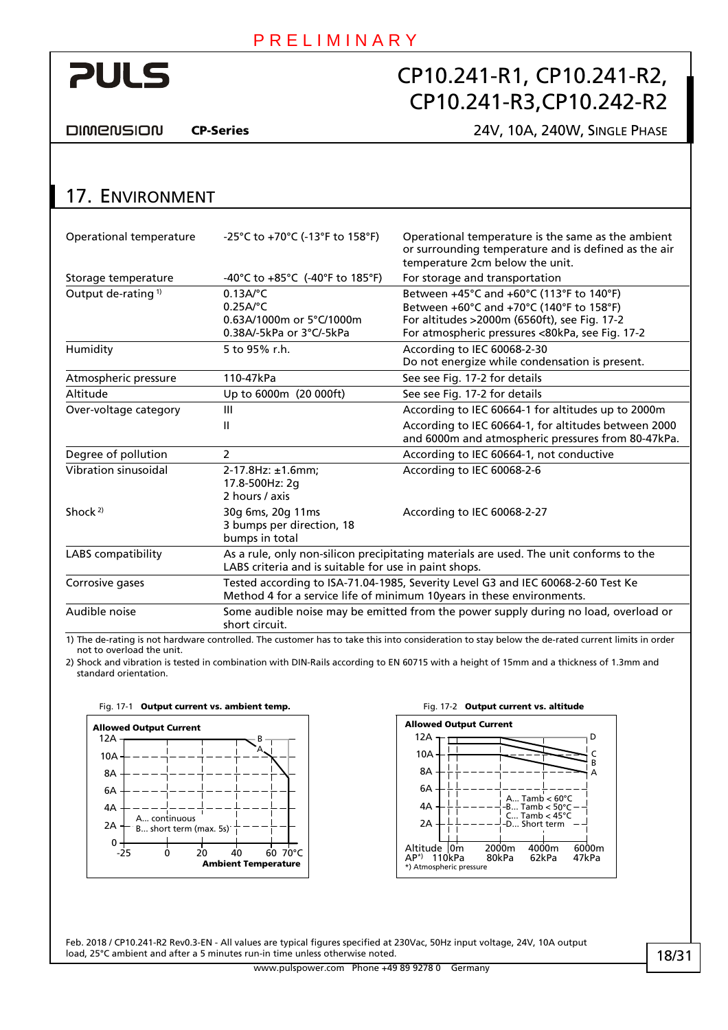## 17. Environment

| | | |
|---|---|---|
| Operational temperature | -25°C to +70°C (-13°F to 158°F) | Operational temperature is the same as the ambient or surrounding temperature and is defined as the air temperature 2cm below the unit. |
| Storage temperature | -40°C to +85°C (-40°F to 185°F) | For storage and transportation |
| Output de-rating [1] | 0.13A/°C<br>0.25A/°C<br>0.63A/1000m or 5°C/1000m<br>0.38A/-5kPa or 3°C/-5kPa | Between +45°C and +60°C (113°F to 140°F)<br>Between +60°C and +70°C (140°F to 158°F)<br>For altitudes >2000m (6560ft), see Fig. 17-2<br>For atmospheric pressures <80kPa, see Fig. 17-2 |
| Humidity | 5 to 95% r.h. | According to IEC 60068-2-30<br>Do not energize while condensation is present. |
| Atmospheric pressure | 110-47kPa | See see Fig. 17-2 for details |
| Altitude | Up to 6000m (20 000ft) | See see Fig. 17-2 for details |
| Over-voltage category | III<br>II | According to IEC 60664-1 for altitudes up to 2000m<br>According to IEC 60664-1, for altitudes between 2000 and 6000m and atmospheric pressures from 80-47kPa. |
| Degree of pollution | 2 | According to IEC 60664-1, not conductive |
| Vibration sinusoidal | 2-17.8Hz: ±1.6mm;<br>17.8-500Hz: 2g<br>2 hours / axis | According to IEC 60068-2-6 |
| Shock [2] | 30g 6ms, 20g 11ms<br>3 bumps per direction, 18 bumps in total | According to IEC 60068-2-27 |
| LABS compatibility | As a rule, only non-silicon precipitating materials are used. The unit conforms to the LABS criteria and is suitable for use in paint shops. | |
| Corrosive gases | Tested according to ISA-71.04-1985, Severity Level G3 and IEC 60068-2-60 Test Ke Method 4 for a service life of minimum 10years in these environments. | |
| Audible noise | Some audible noise may be emitted from the power supply during no load, overload or short circuit. | |

1) The de-rating is not hardware controlled. The customer has to take this into consideration to stay below the de-rated current limits in order not to overload the unit.

2) Shock and vibration is tested in combination with DIN-Rails according to EN 60715 with a height of 15mm and a thickness of 1.3mm and standard orientation.

Fig. 17-1 **Output current vs. ambient temp.**

Fig. 17-2 **Output current vs. altitude**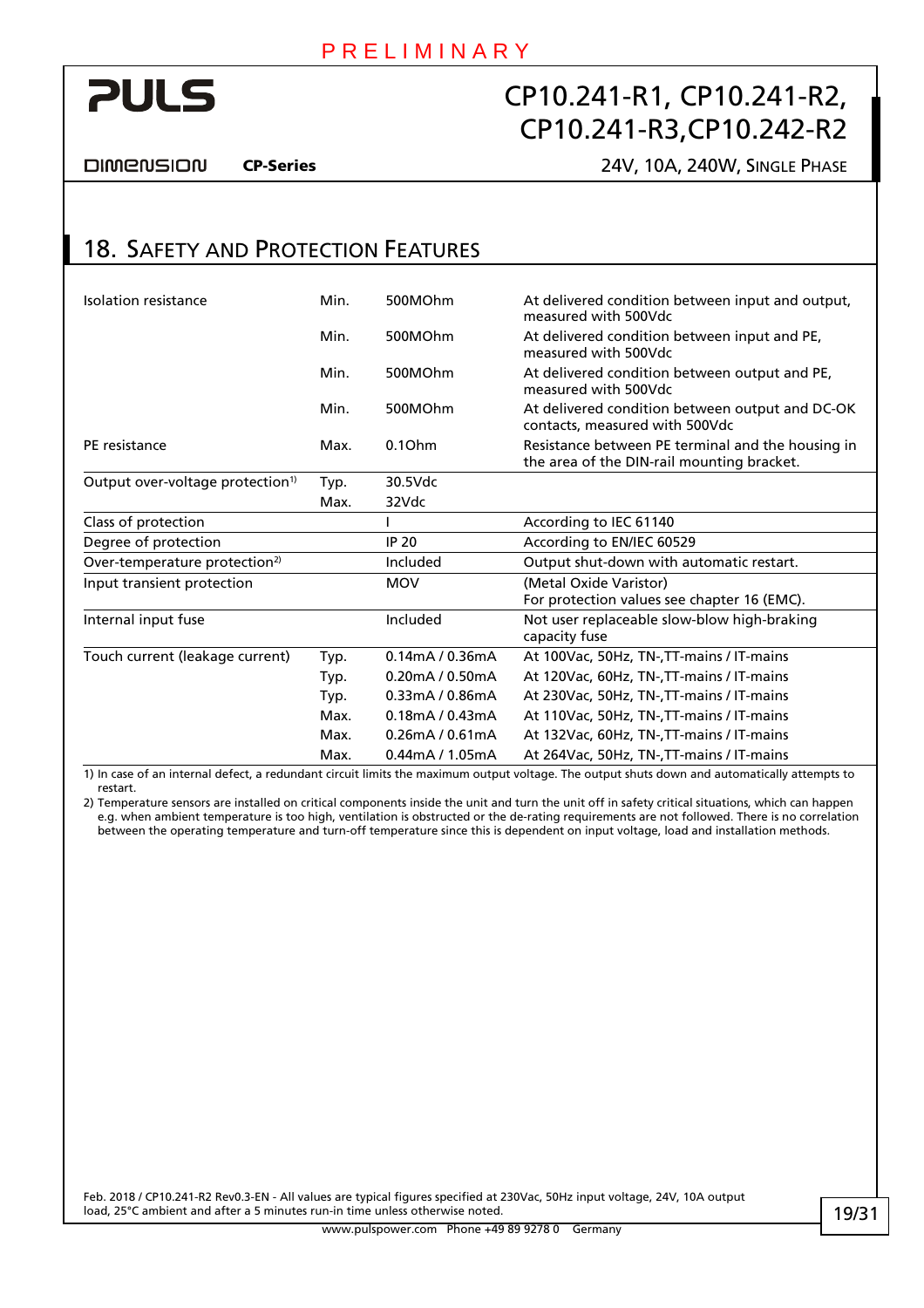## 18. Safety and Protection Features

| | | | |
|---|---|---|---|
| Isolation resistance | Min. | 500MOhm | At delivered condition between input and output, measured with 500Vdc |
| | Min. | 500MOhm | At delivered condition between input and PE, measured with 500Vdc |
| | Min. | 500MOhm | At delivered condition between output and PE, measured with 500Vdc |
| | Min. | 500MOhm | At delivered condition between output and DC-OK contacts, measured with 500Vdc |
| PE resistance | Max. | 0.1Ohm | Resistance between PE terminal and the housing in the area of the DIN-rail mounting bracket. |
| Output over-voltage protection[1] | Typ. | 30.5Vdc | |
| | Max. | 32Vdc | |
| Class of protection | | I | According to IEC 61140 |
| Degree of protection | | IP 20 | According to EN/IEC 60529 |
| Over-temperature protection[2] | | Included | Output shut-down with automatic restart. |
| Input transient protection | | MOV | (Metal Oxide Varistor) For protection values see chapter 16 (EMC). |
| Internal input fuse | | Included | Not user replaceable slow-blow high-braking capacity fuse |
| Touch current (leakage current) | Typ. | 0.14mA / 0.36mA | At 100Vac, 50Hz, TN-,TT-mains / IT-mains |
| | Typ. | 0.20mA / 0.50mA | At 120Vac, 60Hz, TN-,TT-mains / IT-mains |
| | Typ. | 0.33mA / 0.86mA | At 230Vac, 50Hz, TN-,TT-mains / IT-mains |
| | Max. | 0.18mA / 0.43mA | At 110Vac, 50Hz, TN-,TT-mains / IT-mains |
| | Max. | 0.26mA / 0.61mA | At 132Vac, 60Hz, TN-,TT-mains / IT-mains |
| | Max. | 0.44mA / 1.05mA | At 264Vac, 50Hz, TN-,TT-mains / IT-mains |

1) In case of an internal defect, a redundant circuit limits the maximum output voltage. The output shuts down and automatically attempts to restart.

2) Temperature sensors are installed on critical components inside the unit and turn the unit off in safety critical situations, which can happen e.g. when ambient temperature is too high, ventilation is obstructed or the de-rating requirements are not followed. There is no correlation between the operating temperature and turn-off temperature since this is dependent on input voltage, load and installation methods.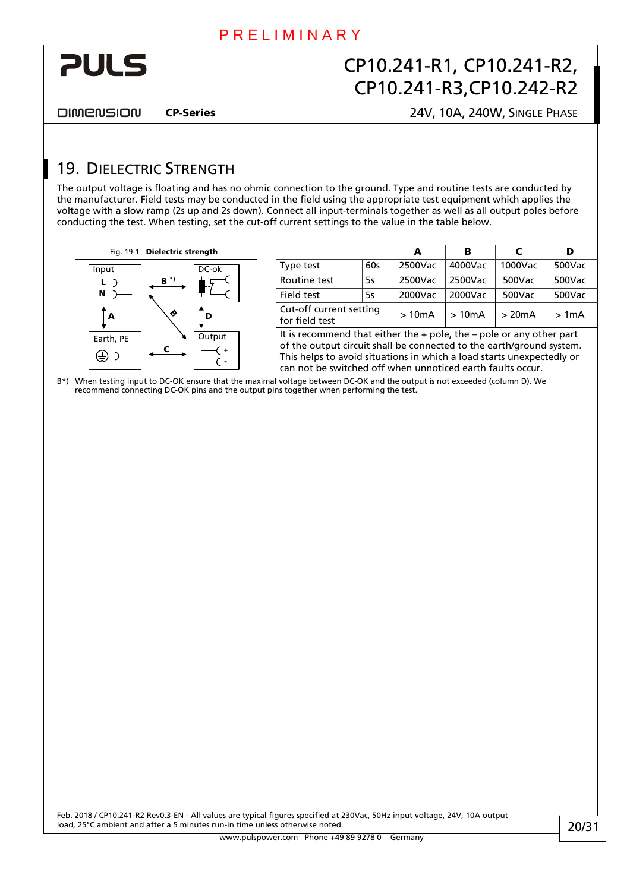## 19. Dielectric Strength

The output voltage is floating and has no ohmic connection to the ground. Type and routine tests are conducted by the manufacturer. Field tests may be conducted in the field using the appropriate test equipment which applies the voltage with a slow ramp (2s up and 2s down). Connect all input-terminals together as well as all output poles before conducting the test. When testing, set the cut-off current settings to the value in the table below.

Fig. 19-1 **Dielectric strength**

| | | A | B | C | D |
|---|---|---|---|---|---|
| Type test | 60s | 2500Vac | 4000Vac | 1000Vac | 500Vac |
| Routine test | 5s | 2500Vac | 2500Vac | 500Vac | 500Vac |
| Field test | 5s | 2000Vac | 2000Vac | 500Vac | 500Vac |
| Cut-off current setting for field test | | > 10mA | > 10mA | > 20mA | > 1mA |

It is recommend that either the + pole, the – pole or any other part of the output circuit shall be connected to the earth/ground system. This helps to avoid situations in which a load starts unexpectedly or can not be switched off when unnoticed earth faults occur.

B*) When testing input to DC-OK ensure that the maximal voltage between DC-OK and the output is not exceeded (column D). We recommend connecting DC-OK pins and the output pins together when performing the test.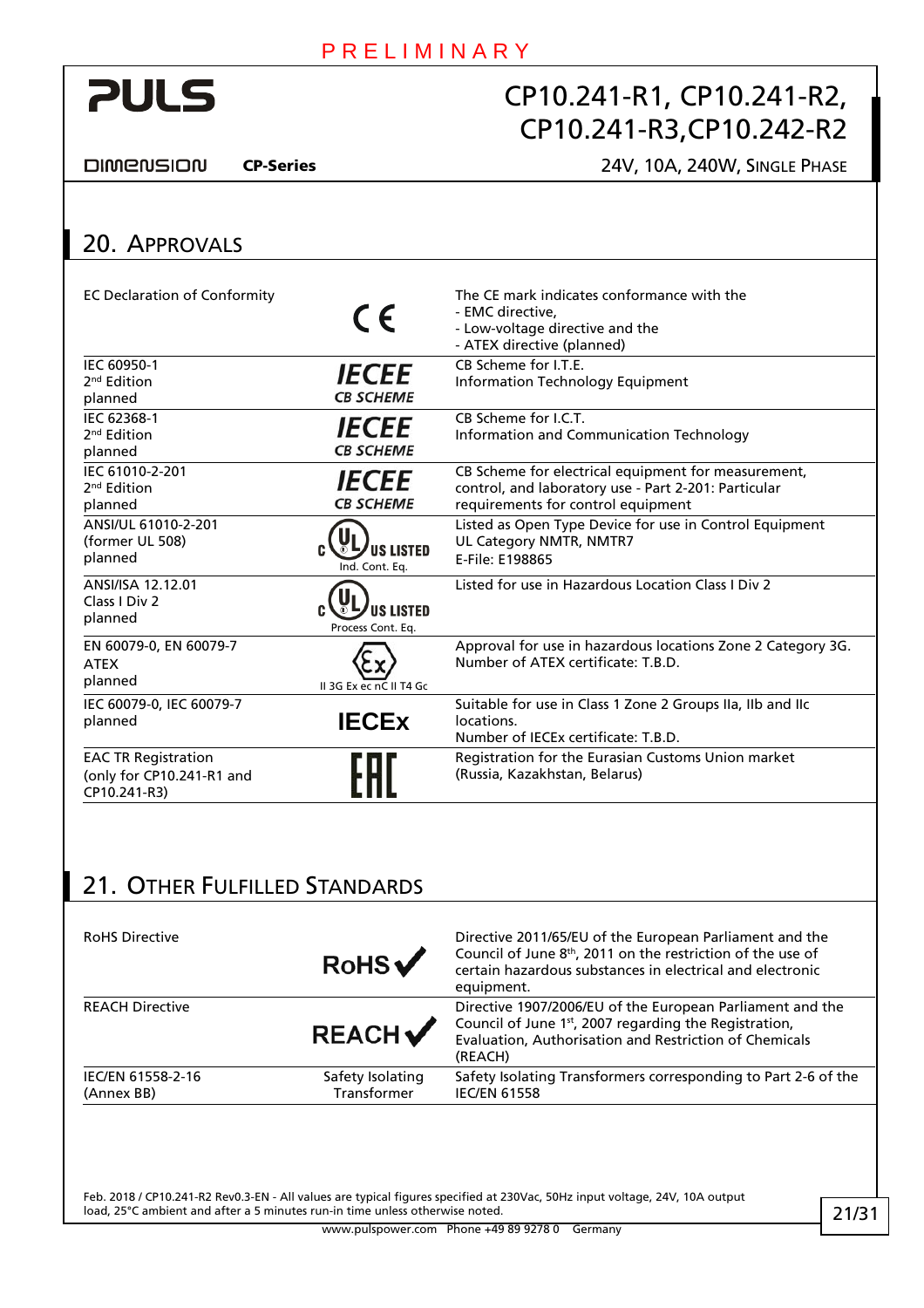## 20. Approvals

| | | |
|---|---|---|
| EC Declaration of Conformity | CE | The CE mark indicates conformance with the<br>- EMC directive,<br>- Low-voltage directive and the<br>- ATEX directive (planned) |
| IEC 60950-1<br>2nd Edition<br>planned | IECEE CB SCHEME | CB Scheme for I.T.E.<br>Information Technology Equipment |
| IEC 62368-1<br>2nd Edition<br>planned | IECEE CB SCHEME | CB Scheme for I.C.T.<br>Information and Communication Technology |
| IEC 61010-2-201<br>2nd Edition<br>planned | IECEE CB SCHEME | CB Scheme for electrical equipment for measurement, control, and laboratory use - Part 2-201: Particular requirements for control equipment |
| ANSI/UL 61010-2-201<br>(former UL 508)<br>planned | c UL US LISTED<br>Ind. Cont. Eq. | Listed as Open Type Device for use in Control Equipment<br>UL Category NMTR, NMTR7<br>E-File: E198865 |
| ANSI/ISA 12.12.01<br>Class I Div 2<br>planned | c UL US LISTED<br>Process Cont. Eq. | Listed for use in Hazardous Location Class I Div 2 |
| EN 60079-0, EN 60079-7<br>ATEX<br>planned | Ex<br>II 3G Ex ec nC II T4 Gc | Approval for use in hazardous locations Zone 2 Category 3G.<br>Number of ATEX certificate: T.B.D. |
| IEC 60079-0, IEC 60079-7<br>planned | IECEx | Suitable for use in Class 1 Zone 2 Groups IIa, IIb and IIc locations.<br>Number of IECEx certificate: T.B.D. |
| EAC TR Registration<br>(only for CP10.241-R1 and CP10.241-R3) | EAC | Registration for the Eurasian Customs Union market (Russia, Kazakhstan, Belarus) |

## 21. Other Fulfilled Standards

| | | |
|---|---|---|
| RoHS Directive | RoHS ✓ | Directive 2011/65/EU of the European Parliament and the Council of June 8th, 2011 on the restriction of the use of certain hazardous substances in electrical and electronic equipment. |
| REACH Directive | REACH ✓ | Directive 1907/2006/EU of the European Parliament and the Council of June 1st, 2007 regarding the Registration, Evaluation, Authorisation and Restriction of Chemicals (REACH) |
| IEC/EN 61558-2-16<br>(Annex BB) | Safety Isolating Transformer | Safety Isolating Transformers corresponding to Part 2-6 of the IEC/EN 61558 |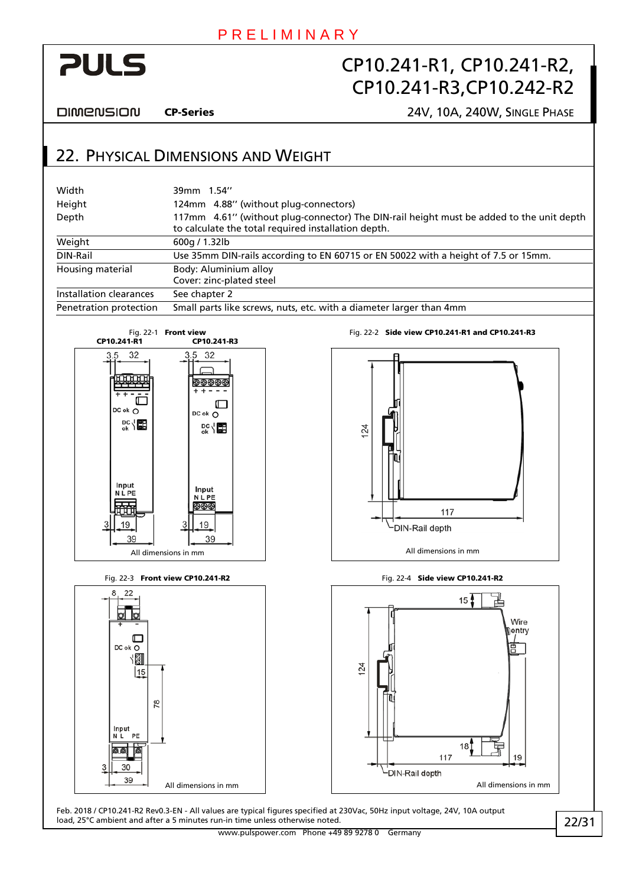PRELIMINARY

## 22. Physical Dimensions and Weight

| | |
|---|---|
| Width | 39mm 1.54'' |
| Height | 124mm 4.88'' (without plug-connectors) |
| Depth | 117mm 4.61'' (without plug-connector) The DIN-rail height must be added to the unit depth to calculate the total required installation depth. |
| Weight | 600g / 1.32lb |
| DIN-Rail | Use 35mm DIN-rails according to EN 60715 or EN 50022 with a height of 7.5 or 15mm. |
| Housing material | Body: Aluminium alloy<br>Cover: zinc-plated steel |
| Installation clearances | See chapter 2 |
| Penetration protection | Small parts like screws, nuts, etc. with a diameter larger than 4mm |

Fig. 22-1 **Front view** **CP10.241-R1** **CP10.241-R3**

All dimensions in mm

Fig. 22-2 **Side view CP10.241-R1 and CP10.241-R3**

All dimensions in mm

Fig. 22-3 **Front view CP10.241-R2**

All dimensions in mm

Fig. 22-4 **Side view CP10.241-R2**

All dimensions in mm

Feb. 2018 / CP10.241-R2 Rev0.3-EN - All values are typical figures specified at 230Vac, 50Hz input voltage, 24V, 10A output load, 25°C ambient and after a 5 minutes run-in time unless otherwise noted.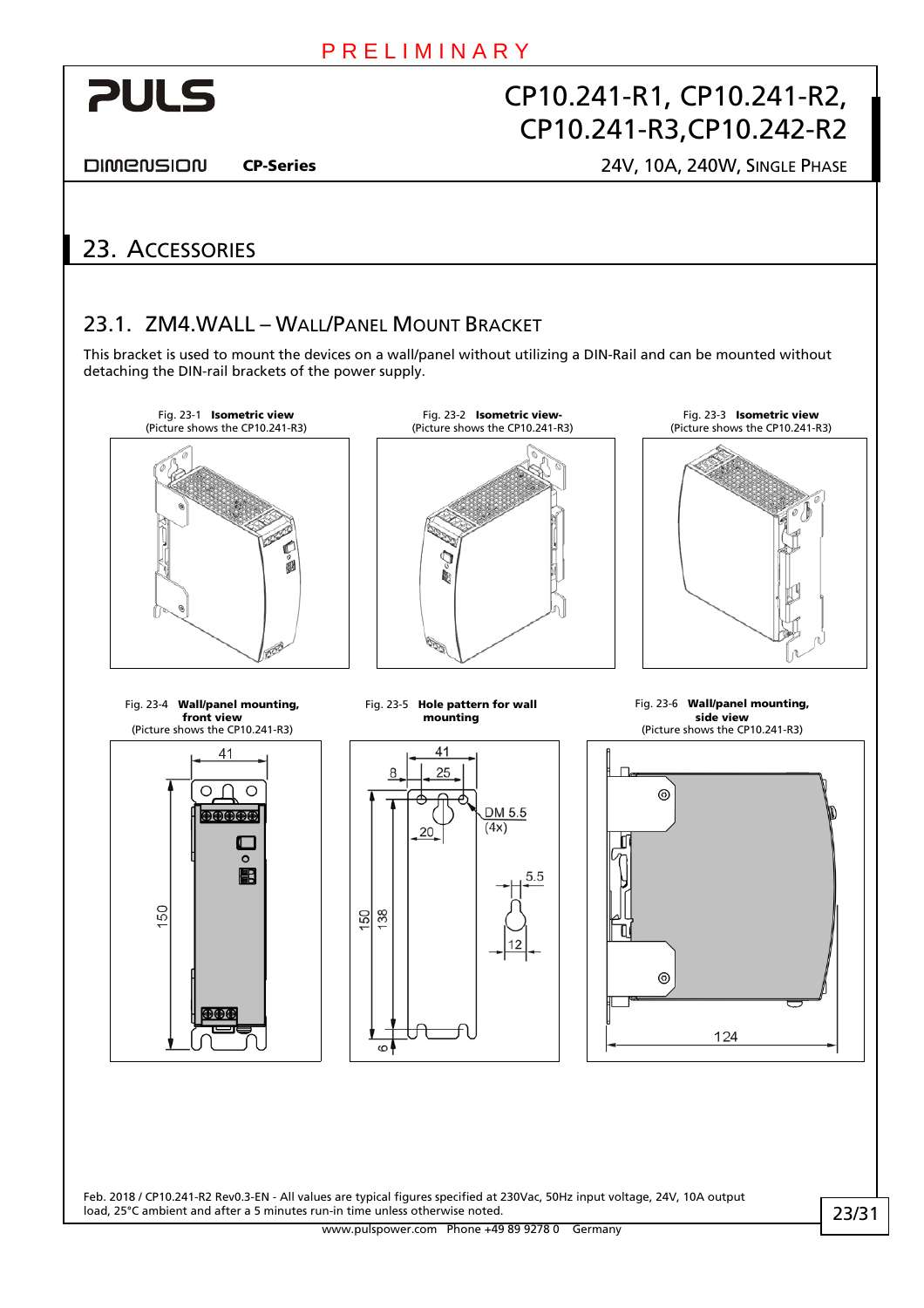# 23. Accessories

## 23.1. ZM4.WALL – Wall/Panel Mount Bracket

This bracket is used to mount the devices on a wall/panel without utilizing a DIN-Rail and can be mounted without detaching the DIN-rail brackets of the power supply.

Fig. 23-1 **Isometric view**
(Picture shows the CP10.241-R3)

Fig. 23-2 **Isometric view-**
(Picture shows the CP10.241-R3)

Fig. 23-3 **Isometric view**
(Picture shows the CP10.241-R3)

Fig. 23-4 **Wall/panel mounting, front view**
(Picture shows the CP10.241-R3)

Fig. 23-5 **Hole pattern for wall mounting**

Fig. 23-6 **Wall/panel mounting, side view**
(Picture shows the CP10.241-R3)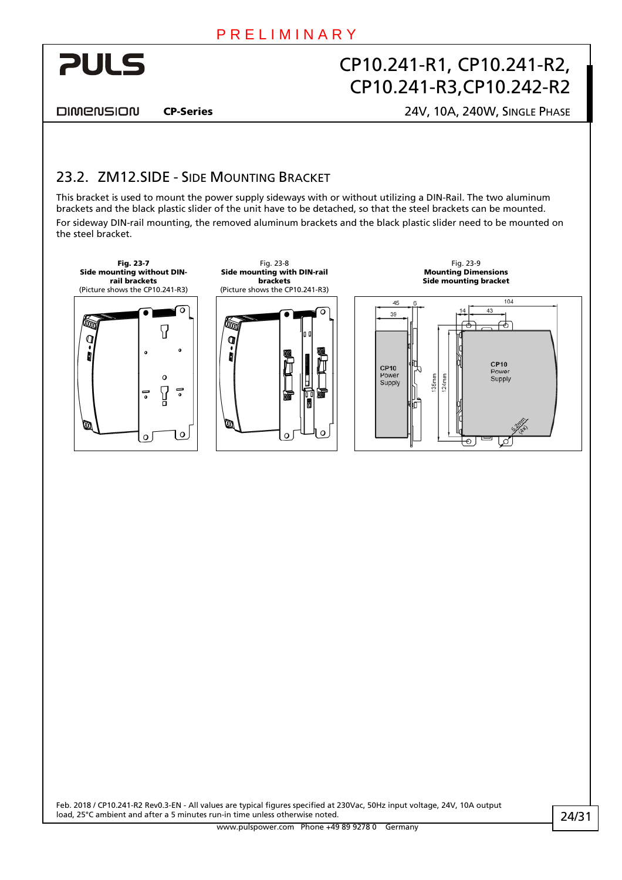## 23.2. ZM12.SIDE - Side Mounting Bracket

This bracket is used to mount the power supply sideways with or without utilizing a DIN-Rail. The two aluminum brackets and the black plastic slider of the unit have to be detached, so that the steel brackets can be mounted.

For sideway DIN-rail mounting, the removed aluminum brackets and the black plastic slider need to be mounted on the steel bracket.

**Fig. 23-7**
**Side mounting without DIN-rail brackets**
(Picture shows the CP10.241-R3)

Fig. 23-8
**Side mounting with DIN-rail brackets**
(Picture shows the CP10.241-R3)

Fig. 23-9
**Mounting Dimensions Side mounting bracket**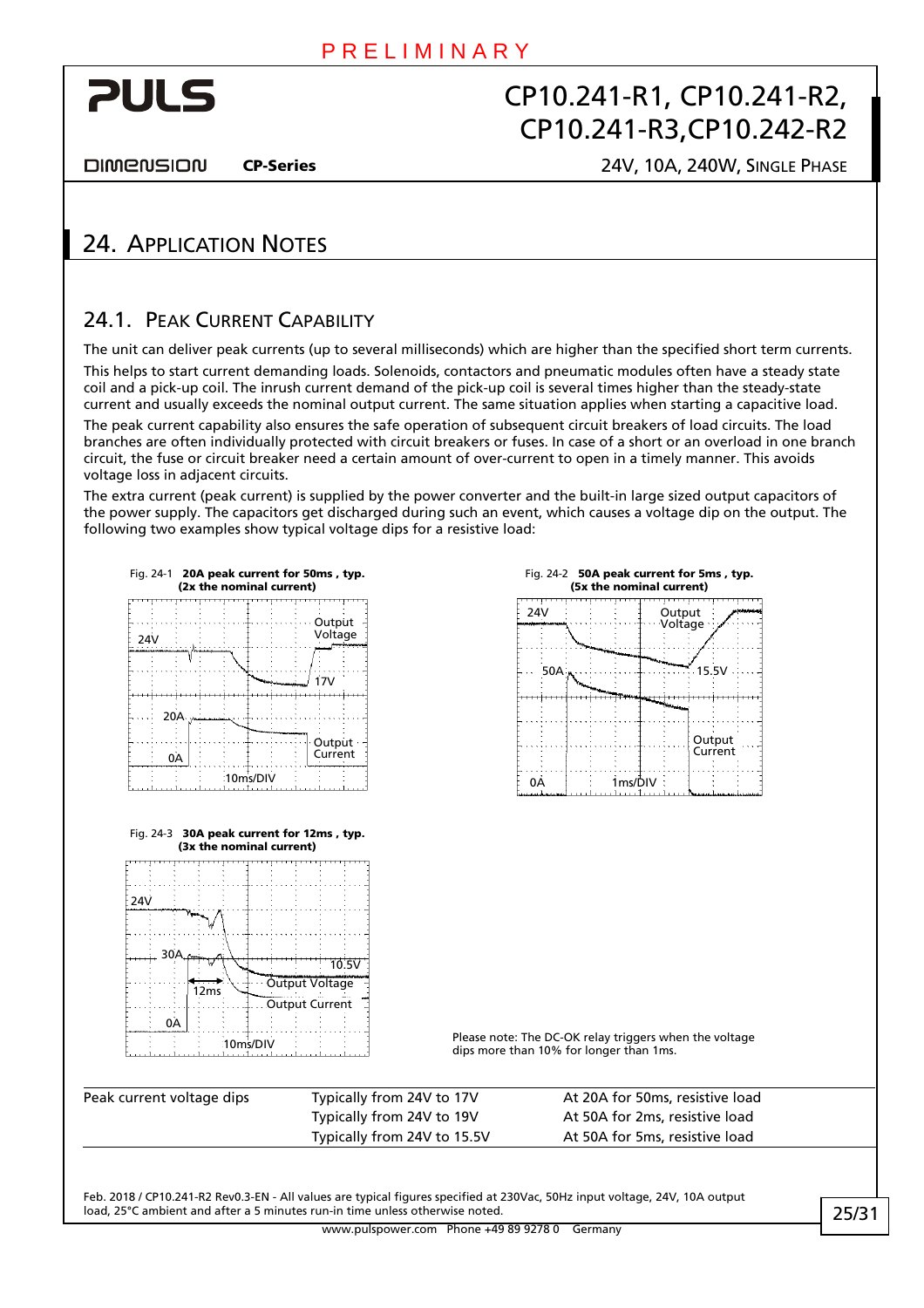## 24. Application Notes

### 24.1. Peak Current Capability

The unit can deliver peak currents (up to several milliseconds) which are higher than the specified short term currents.

This helps to start current demanding loads. Solenoids, contactors and pneumatic modules often have a steady state coil and a pick-up coil. The inrush current demand of the pick-up coil is several times higher than the steady-state current and usually exceeds the nominal output current. The same situation applies when starting a capacitive load.

The peak current capability also ensures the safe operation of subsequent circuit breakers of load circuits. The load branches are often individually protected with circuit breakers or fuses. In case of a short or an overload in one branch circuit, the fuse or circuit breaker need a certain amount of over-current to open in a timely manner. This avoids voltage loss in adjacent circuits.

The extra current (peak current) is supplied by the power converter and the built-in large sized output capacitors of the power supply. The capacitors get discharged during such an event, which causes a voltage dip on the output. The following two examples show typical voltage dips for a resistive load:

Fig. 24-1 **20A peak current for 50ms, typ. (2x the nominal current)**

Fig. 24-2 **50A peak current for 5ms, typ. (5x the nominal current)**

Fig. 24-3 **30A peak current for 12ms, typ. (3x the nominal current)**

Please note: The DC-OK relay triggers when the voltage dips more than 10% for longer than 1ms.

| | | |
|---|---|---|
| Peak current voltage dips | Typically from 24V to 17V | At 20A for 50ms, resistive load |
| | Typically from 24V to 19V | At 50A for 2ms, resistive load |
| | Typically from 24V to 15.5V | At 50A for 5ms, resistive load |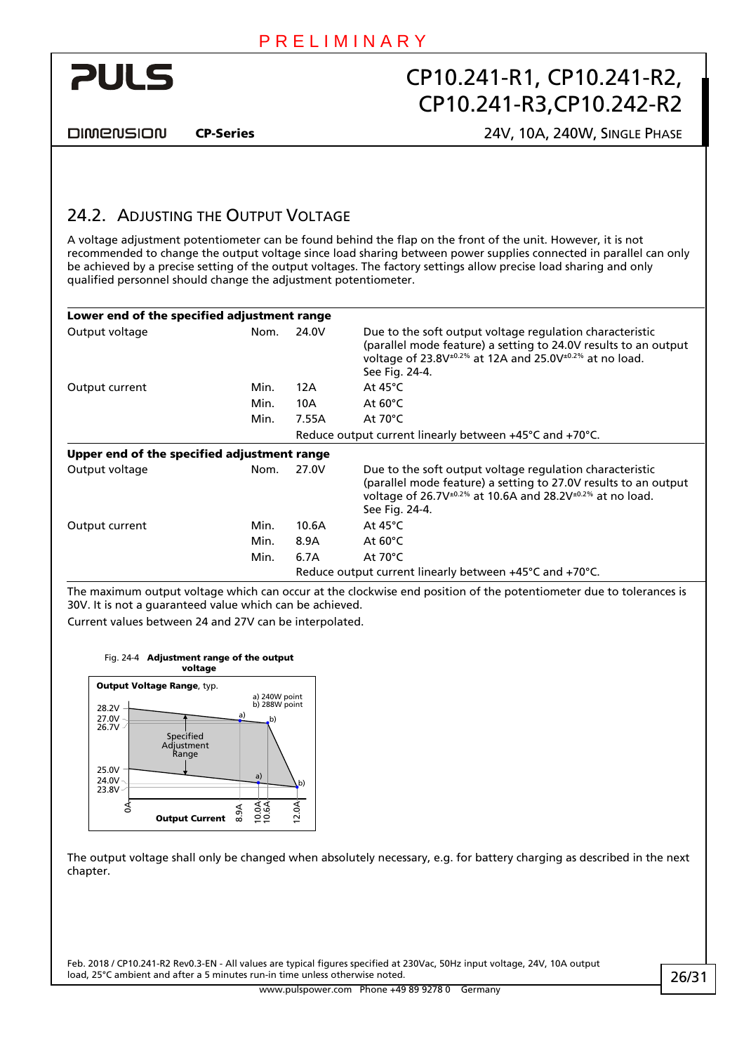## 24.2. Adjusting the Output Voltage

A voltage adjustment potentiometer can be found behind the flap on the front of the unit. However, it is not recommended to change the output voltage since load sharing between power supplies connected in parallel can only be achieved by a precise setting of the output voltages. The factory settings allow precise load sharing and only qualified personnel should change the adjustment potentiometer.

| **Lower end of the specified adjustment range** | | | |
|---|---|---|---|
| Output voltage | Nom. | 24.0V | Due to the soft output voltage regulation characteristic (parallel mode feature) a setting to 24.0V results to an output voltage of 23.8V$^{\pm0.2\%}$ at 12A and 25.0V$^{\pm0.2\%}$ at no load. See Fig. 24-4. |
| Output current | Min. | 12A | At 45°C |
| | Min. | 10A | At 60°C |
| | Min. | 7.55A | At 70°C |
| | | Reduce output current linearly between +45°C and +70°C. | |
| **Upper end of the specified adjustment range** | | | |
| Output voltage | Nom. | 27.0V | Due to the soft output voltage regulation characteristic (parallel mode feature) a setting to 27.0V results to an output voltage of 26.7V$^{\pm0.2\%}$ at 10.6A and 28.2V$^{\pm0.2\%}$ at no load. See Fig. 24-4. |
| Output current | Min. | 10.6A | At 45°C |
| | Min. | 8.9A | At 60°C |
| | Min. | 6.7A | At 70°C |
| | | Reduce output current linearly between +45°C and +70°C. | |

The maximum output voltage which can occur at the clockwise end position of the potentiometer due to tolerances is 30V. It is not a guaranteed value which can be achieved.

Current values between 24 and 27V can be interpolated.

Fig. 24-4 **Adjustment range of the output voltage**

**Output Voltage Range**, typ.

a) 240W point
b) 288W point

The output voltage shall only be changed when absolutely necessary, e.g. for battery charging as described in the next chapter.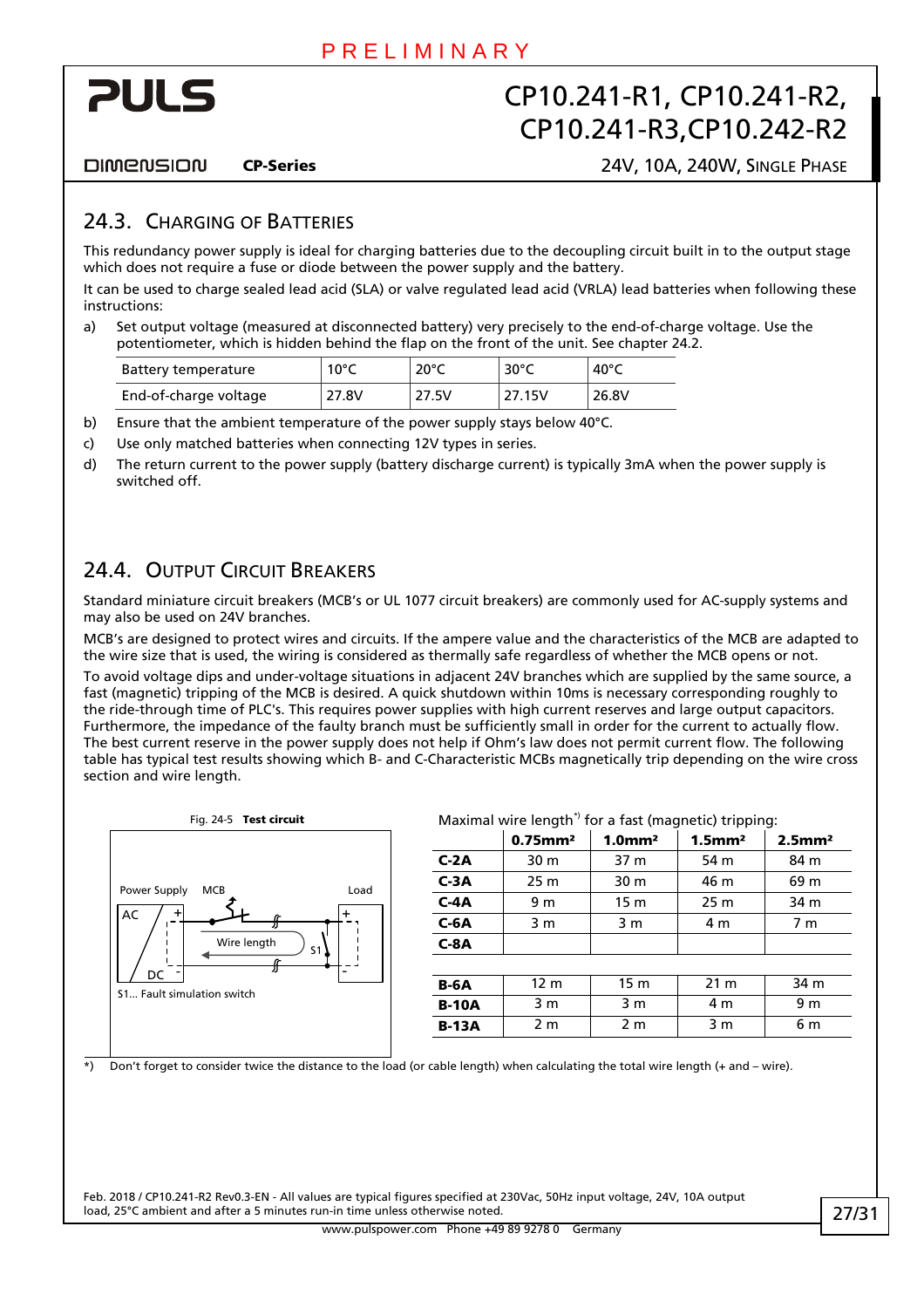PRELIMINARY

## 24.3. Charging of Batteries

This redundancy power supply is ideal for charging batteries due to the decoupling circuit built in to the output stage which does not require a fuse or diode between the power supply and the battery.

It can be used to charge sealed lead acid (SLA) or valve regulated lead acid (VRLA) lead batteries when following these instructions:

a) Set output voltage (measured at disconnected battery) very precisely to the end-of-charge voltage. Use the potentiometer, which is hidden behind the flap on the front of the unit. See chapter 24.2.

| Battery temperature | 10°C | 20°C | 30°C | 40°C |
|---|---|---|---|---|
| End-of-charge voltage | 27.8V | 27.5V | 27.15V | 26.8V |

b) Ensure that the ambient temperature of the power supply stays below 40°C.

c) Use only matched batteries when connecting 12V types in series.

d) The return current to the power supply (battery discharge current) is typically 3mA when the power supply is switched off.

## 24.4. Output Circuit Breakers

Standard miniature circuit breakers (MCB's or UL 1077 circuit breakers) are commonly used for AC-supply systems and may also be used on 24V branches.

MCB's are designed to protect wires and circuits. If the ampere value and the characteristics of the MCB are adapted to the wire size that is used, the wiring is considered as thermally safe regardless of whether the MCB opens or not.

To avoid voltage dips and under-voltage situations in adjacent 24V branches which are supplied by the same source, a fast (magnetic) tripping of the MCB is desired. A quick shutdown within 10ms is necessary corresponding roughly to the ride-through time of PLC's. This requires power supplies with high current reserves and large output capacitors. Furthermore, the impedance of the faulty branch must be sufficiently small in order for the current to actually flow. The best current reserve in the power supply does not help if Ohm's law does not permit current flow. The following table has typical test results showing which B- and C-Characteristic MCBs magnetically trip depending on the wire cross section and wire length.

Fig. 24-5 **Test circuit**

Power Supply, MCB, Load, AC, DC, Wire length, S1

S1... Fault simulation switch

Maximal wire length*) for a fast (magnetic) tripping:

| | 0.75mm² | 1.0mm² | 1.5mm² | 2.5mm² |
|---|---|---|---|---|
| **C-2A** | 30 m | 37 m | 54 m | 84 m |
| **C-3A** | 25 m | 30 m | 46 m | 69 m |
| **C-4A** | 9 m | 15 m | 25 m | 34 m |
| **C-6A** | 3 m | 3 m | 4 m | 7 m |
| **C-8A** | | | | |
| | | | | |
| **B-6A** | 12 m | 15 m | 21 m | 34 m |
| **B-10A** | 3 m | 3 m | 4 m | 9 m |
| **B-13A** | 2 m | 2 m | 3 m | 6 m |

*) Don't forget to consider twice the distance to the load (or cable length) when calculating the total wire length (+ and – wire).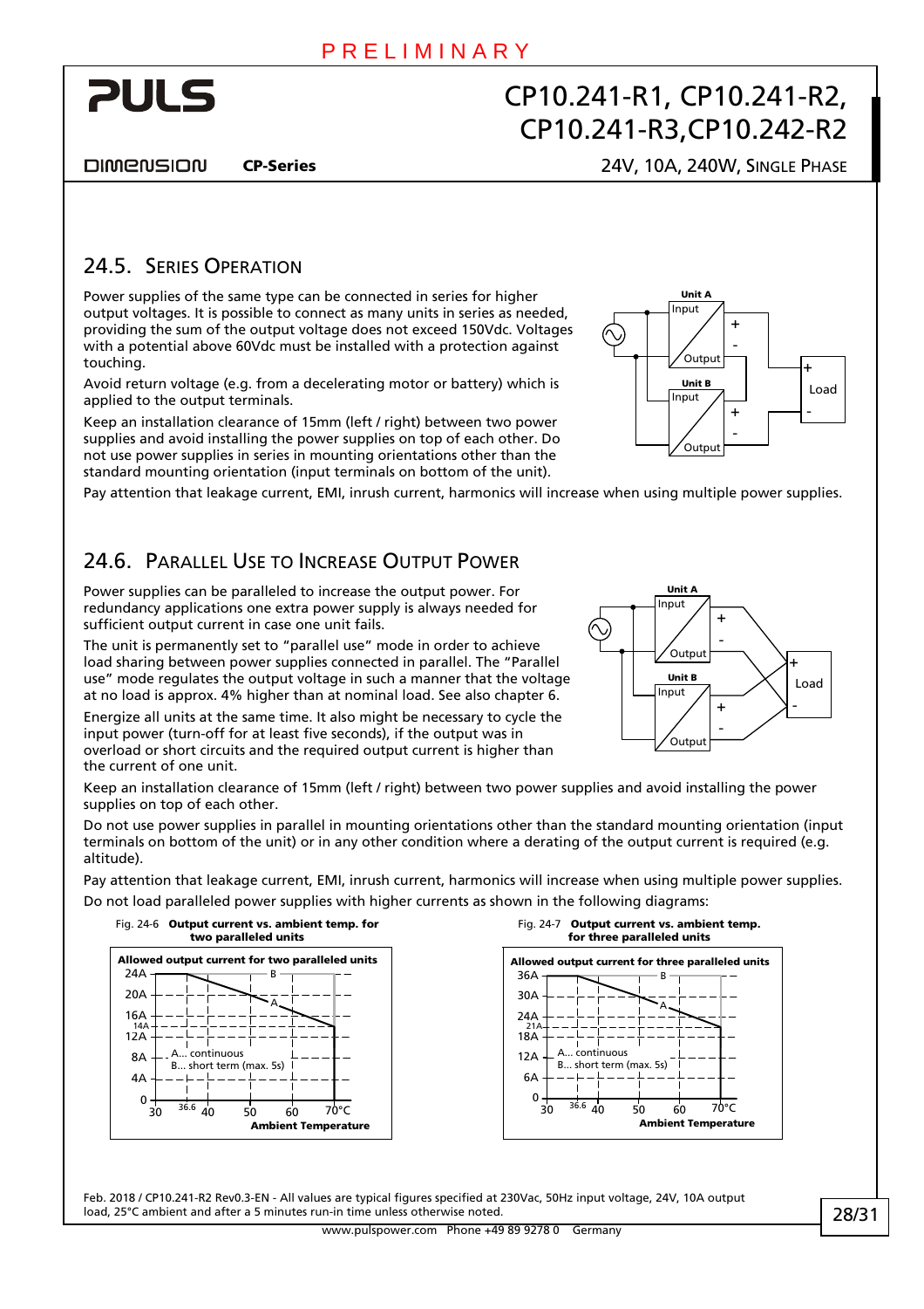## 24.5. Series Operation

Power supplies of the same type can be connected in series for higher output voltages. It is possible to connect as many units in series as needed, providing the sum of the output voltage does not exceed 150Vdc. Voltages with a potential above 60Vdc must be installed with a protection against touching.

Avoid return voltage (e.g. from a decelerating motor or battery) which is applied to the output terminals.

Keep an installation clearance of 15mm (left / right) between two power supplies and avoid installing the power supplies on top of each other. Do not use power supplies in series in mounting orientations other than the standard mounting orientation (input terminals on bottom of the unit).

Pay attention that leakage current, EMI, inrush current, harmonics will increase when using multiple power supplies.

## 24.6. Parallel Use to Increase Output Power

Power supplies can be paralleled to increase the output power. For redundancy applications one extra power supply is always needed for sufficient output current in case one unit fails.

The unit is permanently set to "parallel use" mode in order to achieve load sharing between power supplies connected in parallel. The "Parallel use" mode regulates the output voltage in such a manner that the voltage at no load is approx. 4% higher than at nominal load. See also chapter 6.

Energize all units at the same time. It also might be necessary to cycle the input power (turn-off for at least five seconds), if the output was in overload or short circuits and the required output current is higher than the current of one unit.

Keep an installation clearance of 15mm (left / right) between two power supplies and avoid installing the power supplies on top of each other.

Do not use power supplies in parallel in mounting orientations other than the standard mounting orientation (input terminals on bottom of the unit) or in any other condition where a derating of the output current is required (e.g. altitude).

Pay attention that leakage current, EMI, inrush current, harmonics will increase when using multiple power supplies.

Do not load paralleled power supplies with higher currents as shown in the following diagrams:

Fig. 24-6 **Output current vs. ambient temp. for two paralleled units**

Fig. 24-7 **Output current vs. ambient temp. for three paralleled units**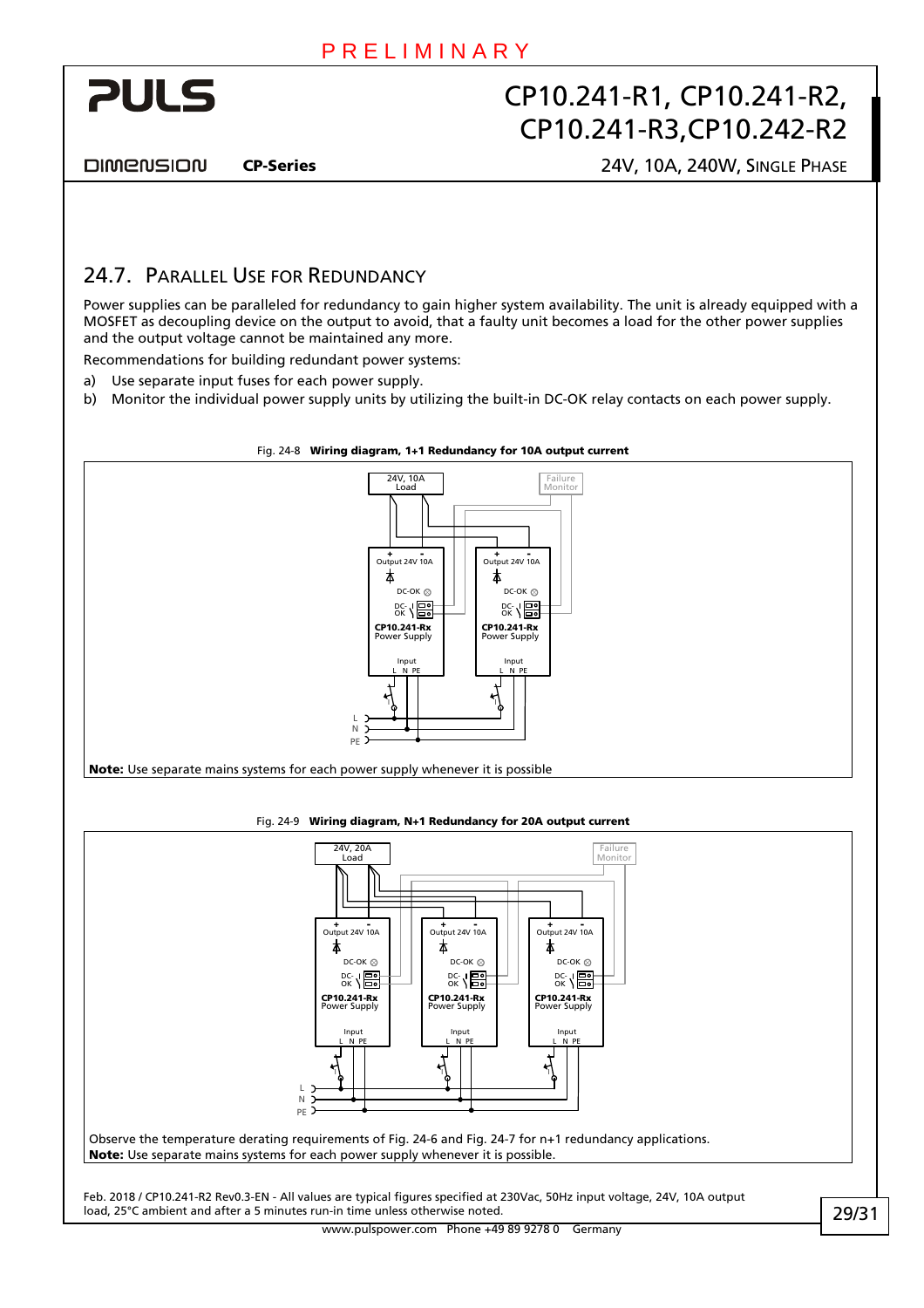## 24.7. Parallel Use for Redundancy

Power supplies can be paralleled for redundancy to gain higher system availability. The unit is already equipped with a MOSFET as decoupling device on the output to avoid, that a faulty unit becomes a load for the other power supplies and the output voltage cannot be maintained any more.

Recommendations for building redundant power systems:

a) Use separate input fuses for each power supply.

b) Monitor the individual power supply units by utilizing the built-in DC-OK relay contacts on each power supply.

Fig. 24-8 **Wiring diagram, 1+1 Redundancy for 10A output current**

**Note:** Use separate mains systems for each power supply whenever it is possible

Fig. 24-9 **Wiring diagram, N+1 Redundancy for 20A output current**

Observe the temperature derating requirements of Fig. 24-6 and Fig. 24-7 for n+1 redundancy applications.

**Note:** Use separate mains systems for each power supply whenever it is possible.

Feb. 2018 / CP10.241-R2 Rev0.3-EN - All values are typical figures specified at 230Vac, 50Hz input voltage, 24V, 10A output load, 25°C ambient and after a 5 minutes run-in time unless otherwise noted.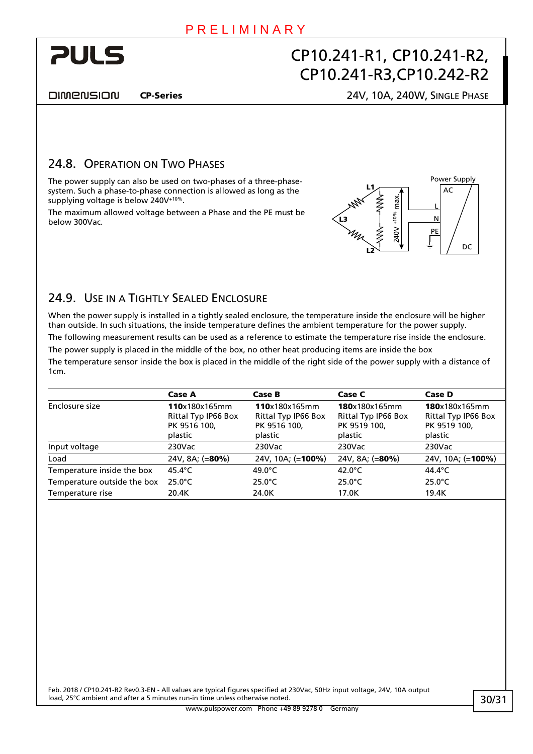## 24.8. Operation on Two Phases

The power supply can also be used on two-phases of a three-phase-system. Such a phase-to-phase connection is allowed as long as the supplying voltage is below 240V$^{+10\%}$.

The maximum allowed voltage between a Phase and the PE must be below 300Vac.

## 24.9. Use in a Tightly Sealed Enclosure

When the power supply is installed in a tightly sealed enclosure, the temperature inside the enclosure will be higher than outside. In such situations, the inside temperature defines the ambient temperature for the power supply.

The following measurement results can be used as a reference to estimate the temperature rise inside the enclosure.

The power supply is placed in the middle of the box, no other heat producing items are inside the box

The temperature sensor inside the box is placed in the middle of the right side of the power supply with a distance of 1cm.

| | **Case A** | **Case B** | **Case C** | **Case D** |
|---|---|---|---|---|
| Enclosure size | **110**x180x165mm Rittal Typ IP66 Box PK 9516 100, plastic | **110**x180x165mm Rittal Typ IP66 Box PK 9516 100, plastic | **180**x180x165mm Rittal Typ IP66 Box PK 9519 100, plastic | **180**x180x165mm Rittal Typ IP66 Box PK 9519 100, plastic |
| Input voltage | 230Vac | 230Vac | 230Vac | 230Vac |
| Load | 24V, 8A; (=**80%**) | 24V, 10A; (=**100%**) | 24V, 8A; (=**80%**) | 24V, 10A; (=**100%**) |
| Temperature inside the box | 45.4°C | 49.0°C | 42.0°C | 44.4°C |
| Temperature outside the box | 25.0°C | 25.0°C | 25.0°C | 25.0°C |
| Temperature rise | 20.4K | 24.0K | 17.0K | 19.4K |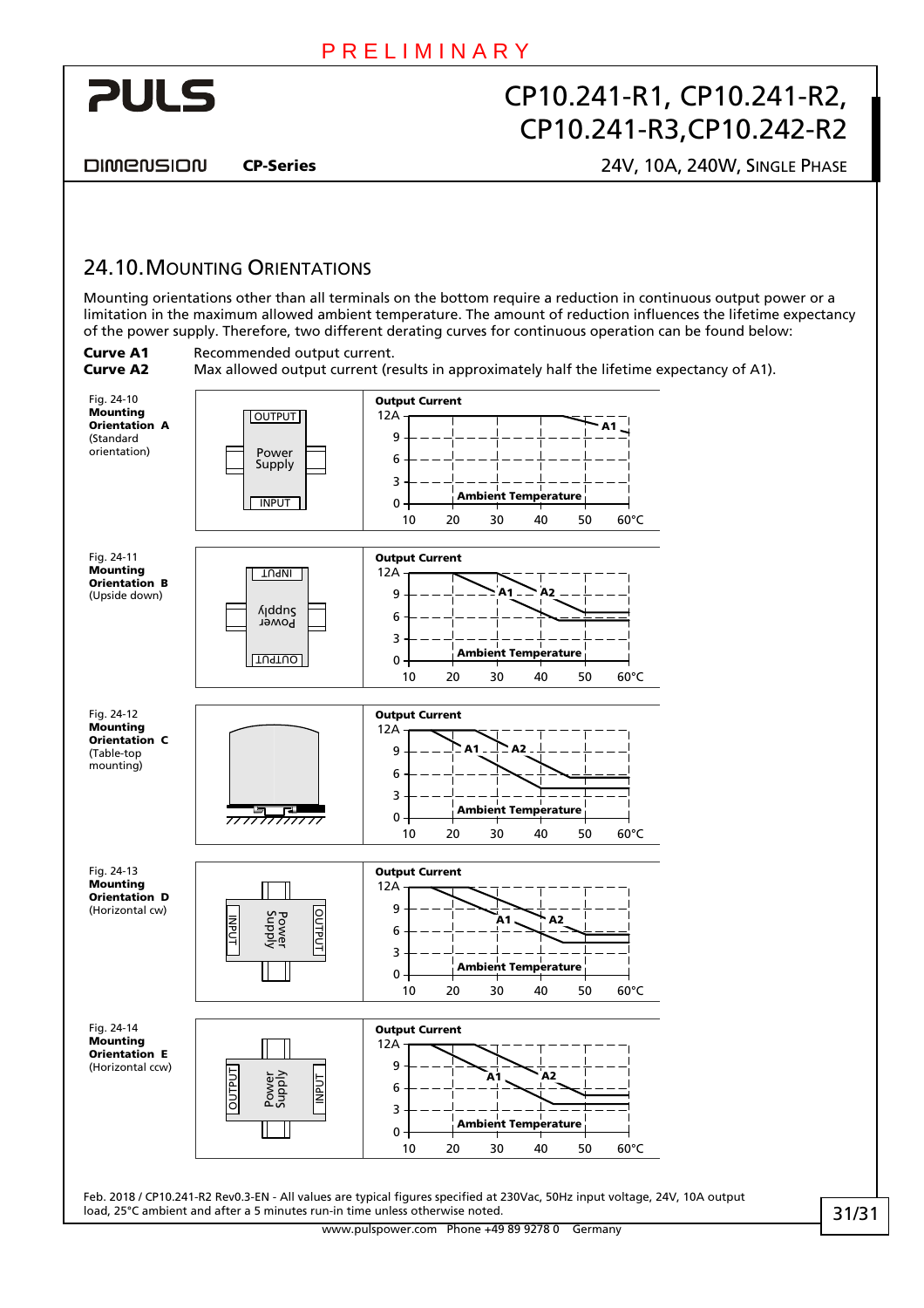PRELIMINARY

## 24.10. Mounting Orientations

Mounting orientations other than all terminals on the bottom require a reduction in continuous output power or a limitation in the maximum allowed ambient temperature. The amount of reduction influences the lifetime expectancy of the power supply. Therefore, two different derating curves for continuous operation can be found below:

**Curve A1** Recommended output current.
**Curve A2** Max allowed output current (results in approximately half the lifetime expectancy of A1).

Fig. 24-10
**Mounting Orientation A**
(Standard orientation)

OUTPUT
Power Supply
INPUT

Output Current
12A
9
6
3
0
A1
Ambient Temperature
10 20 30 40 50 60°C

Fig. 24-11
**Mounting Orientation B**
(Upside down)

INPUT
Power Supply
OUTPUT

Output Current
12A
9
6
3
0
A1
A2
Ambient Temperature
10 20 30 40 50 60°C

Fig. 24-12
**Mounting Orientation C**
(Table-top mounting)

Output Current
12A
9
6
3
0
A1
A2
Ambient Temperature
10 20 30 40 50 60°C

Fig. 24-13
**Mounting Orientation D**
(Horizontal cw)

INPUT
Power Supply
OUTPUT

Output Current
12A
9
6
3
0
A1
A2
Ambient Temperature
10 20 30 40 50 60°C

Fig. 24-14
**Mounting Orientation E**
(Horizontal ccw)

OUTPUT
Power Supply
INPUT

Output Current
12A
9
6
3
0
A1
A2
Ambient Temperature
10 20 30 40 50 60°C